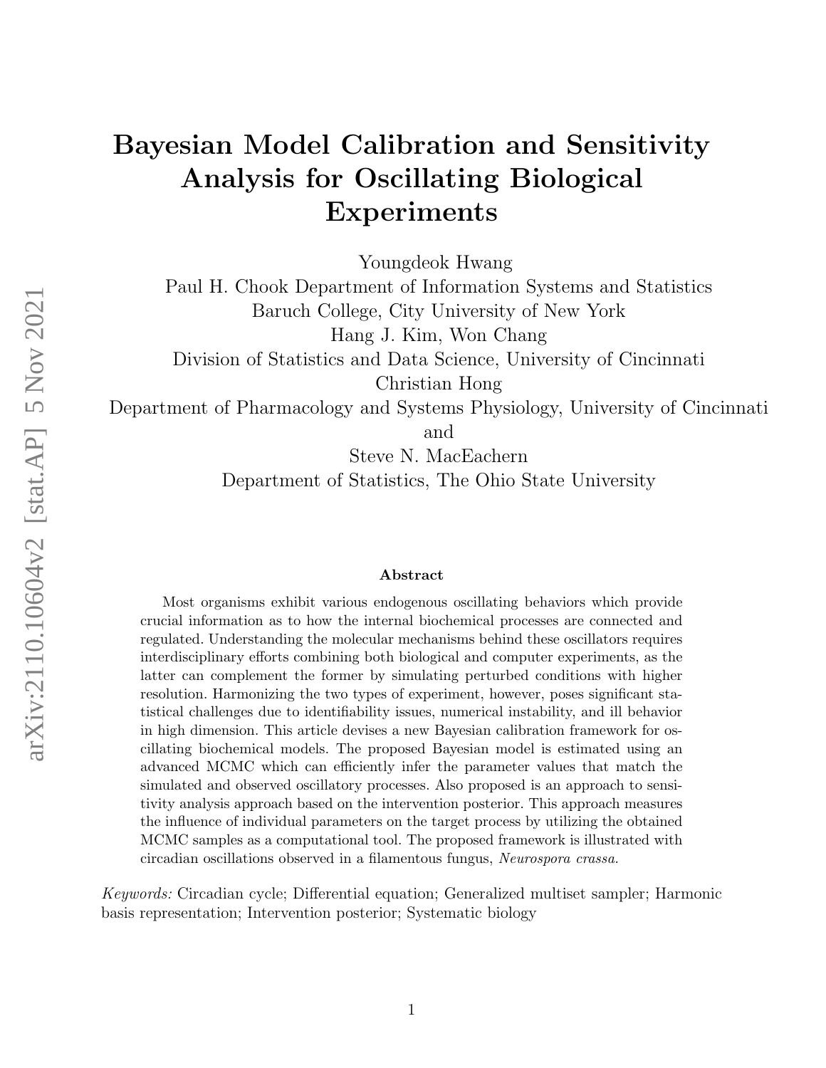# Bayesian Model Calibration and Sensitivity Analysis for Oscillating Biological Experiments

Youngdeok Hwang
Paul H. Chook Department of Information Systems and Statistics
Baruch College, City University of New York
Hang J. Kim, Won Chang
Division of Statistics and Data Science, University of Cincinnati
Christian Hong
Department of Pharmacology and Systems Physiology, University of Cincinnati
and
Steve N. MacEachern
Department of Statistics, The Ohio State University

### Abstract

Most organisms exhibit various endogenous oscillating behaviors which provide crucial information as to how the internal biochemical processes are connected and regulated. Understanding the molecular mechanisms behind these oscillators requires interdisciplinary efforts combining both biological and computer experiments, as the latter can complement the former by simulating perturbed conditions with higher resolution. Harmonizing the two types of experiment, however, poses significant statistical challenges due to identifiability issues, numerical instability, and ill behavior in high dimension. This article devises a new Bayesian calibration framework for oscillating biochemical models. The proposed Bayesian model is estimated using an advanced MCMC which can efficiently infer the parameter values that match the simulated and observed oscillatory processes. Also proposed is an approach to sensitivity analysis approach based on the intervention posterior. This approach measures the influence of individual parameters on the target process by utilizing the obtained MCMC samples as a computational tool. The proposed framework is illustrated with circadian oscillations observed in a filamentous fungus, *Neurospora crassa.*

*Keywords:* Circadian cycle; Differential equation; Generalized multiset sampler; Harmonic basis representation; Intervention posterior; Systematic biology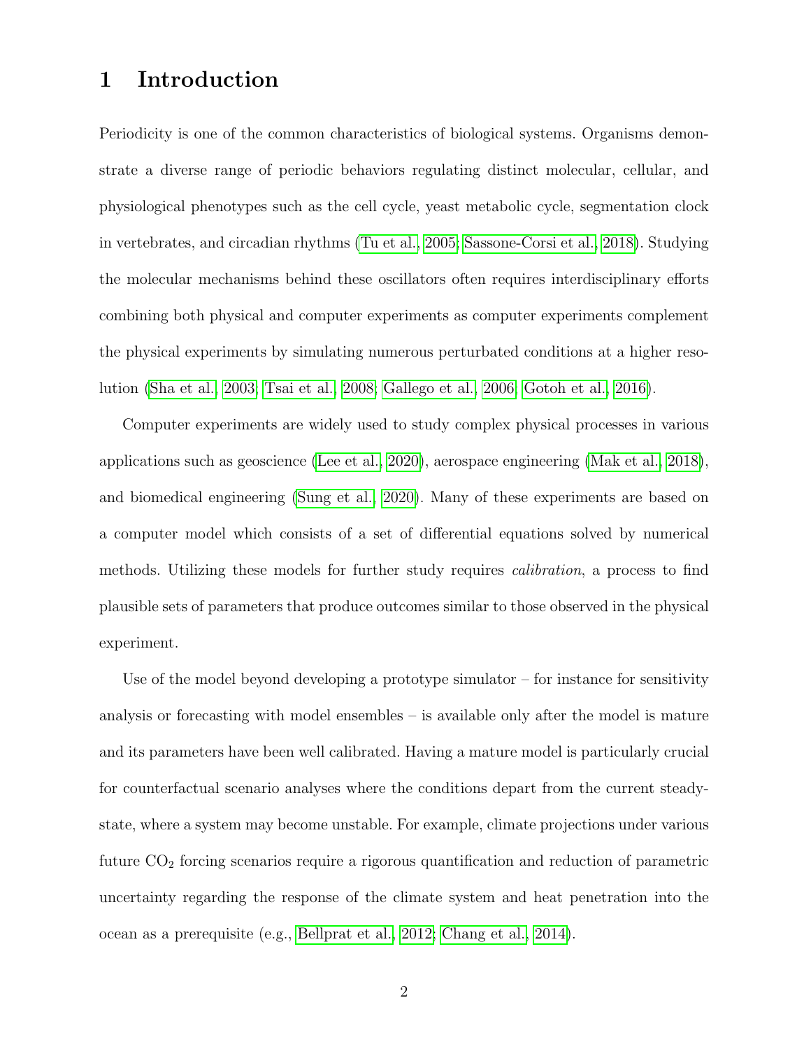# 1 Introduction

Periodicity is one of the common characteristics of biological systems. Organisms demonstrate a diverse range of periodic behaviors regulating distinct molecular, cellular, and physiological phenotypes such as the cell cycle, yeast metabolic cycle, segmentation clock in vertebrates, and circadian rhythms (Tu et al., 2005; Sassone-Corsi et al., 2018). Studying the molecular mechanisms behind these oscillators often requires interdisciplinary efforts combining both physical and computer experiments as computer experiments complement the physical experiments by simulating numerous perturbated conditions at a higher resolution (Sha et al., 2003; Tsai et al., 2008; Gallego et al., 2006; Gotoh et al., 2016).

Computer experiments are widely used to study complex physical processes in various applications such as geoscience (Lee et al., 2020), aerospace engineering (Mak et al., 2018), and biomedical engineering (Sung et al., 2020). Many of these experiments are based on a computer model which consists of a set of differential equations solved by numerical methods. Utilizing these models for further study requires *calibration*, a process to find plausible sets of parameters that produce outcomes similar to those observed in the physical experiment.

Use of the model beyond developing a prototype simulator – for instance for sensitivity analysis or forecasting with model ensembles – is available only after the model is mature and its parameters have been well calibrated. Having a mature model is particularly crucial for counterfactual scenario analyses where the conditions depart from the current steady-state, where a system may become unstable. For example, climate projections under various future $CO_2$ forcing scenarios require a rigorous quantification and reduction of parametric uncertainty regarding the response of the climate system and heat penetration into the ocean as a prerequisite (e.g., Bellprat et al., 2012; Chang et al., 2014).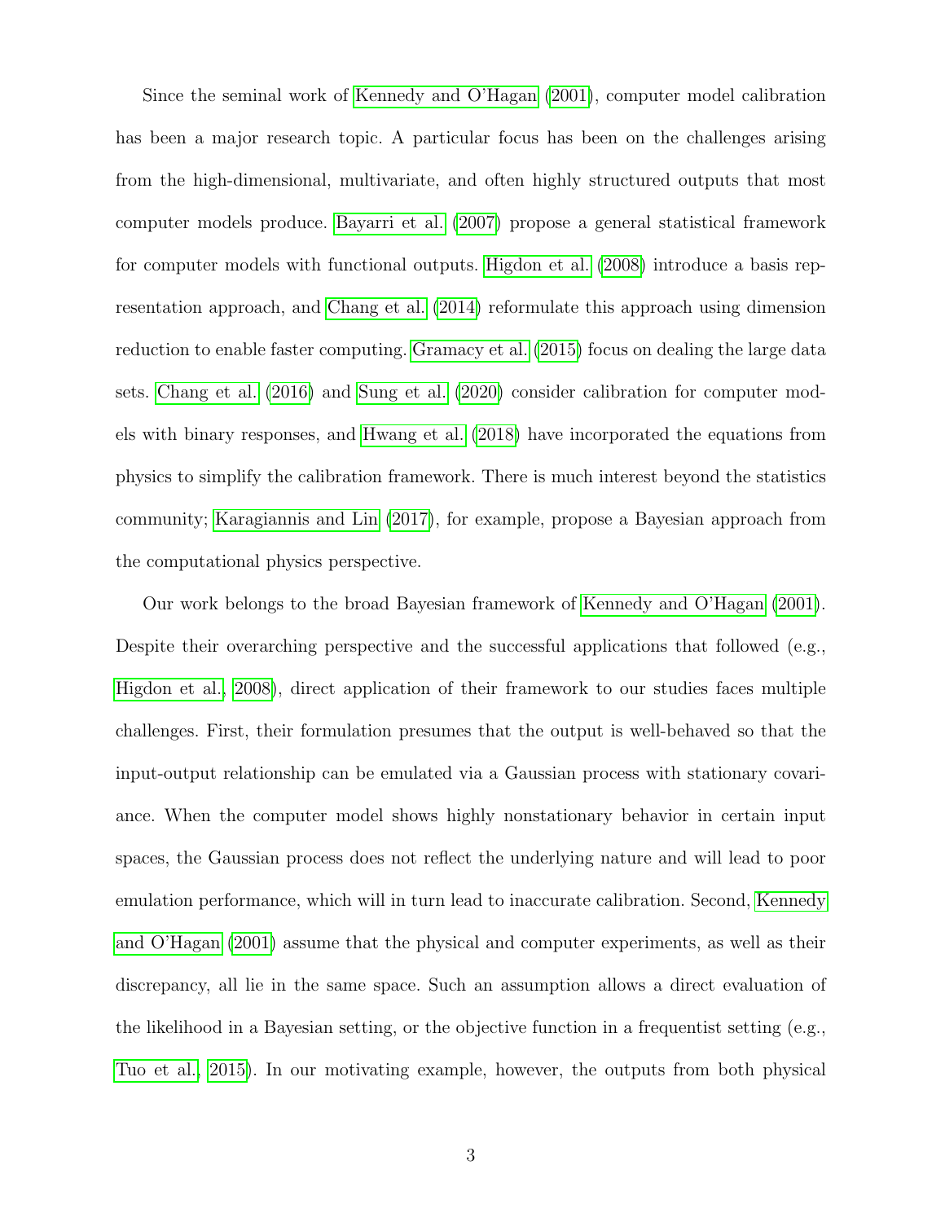Since the seminal work of Kennedy and O'Hagan (2001), computer model calibration has been a major research topic. A particular focus has been on the challenges arising from the high-dimensional, multivariate, and often highly structured outputs that most computer models produce. Bayarri et al. (2007) propose a general statistical framework for computer models with functional outputs. Higdon et al. (2008) introduce a basis representation approach, and Chang et al. (2014) reformulate this approach using dimension reduction to enable faster computing. Gramacy et al. (2015) focus on dealing the large data sets. Chang et al. (2016) and Sung et al. (2020) consider calibration for computer models with binary responses, and Hwang et al. (2018) have incorporated the equations from physics to simplify the calibration framework. There is much interest beyond the statistics community; Karagiannis and Lin (2017), for example, propose a Bayesian approach from the computational physics perspective.

Our work belongs to the broad Bayesian framework of Kennedy and O'Hagan (2001). Despite their overarching perspective and the successful applications that followed (e.g., Higdon et al., 2008), direct application of their framework to our studies faces multiple challenges. First, their formulation presumes that the output is well-behaved so that the input-output relationship can be emulated via a Gaussian process with stationary covariance. When the computer model shows highly nonstationary behavior in certain input spaces, the Gaussian process does not reflect the underlying nature and will lead to poor emulation performance, which will in turn lead to inaccurate calibration. Second, Kennedy and O'Hagan (2001) assume that the physical and computer experiments, as well as their discrepancy, all lie in the same space. Such an assumption allows a direct evaluation of the likelihood in a Bayesian setting, or the objective function in a frequentist setting (e.g., Tuo et al., 2015). In our motivating example, however, the outputs from both physical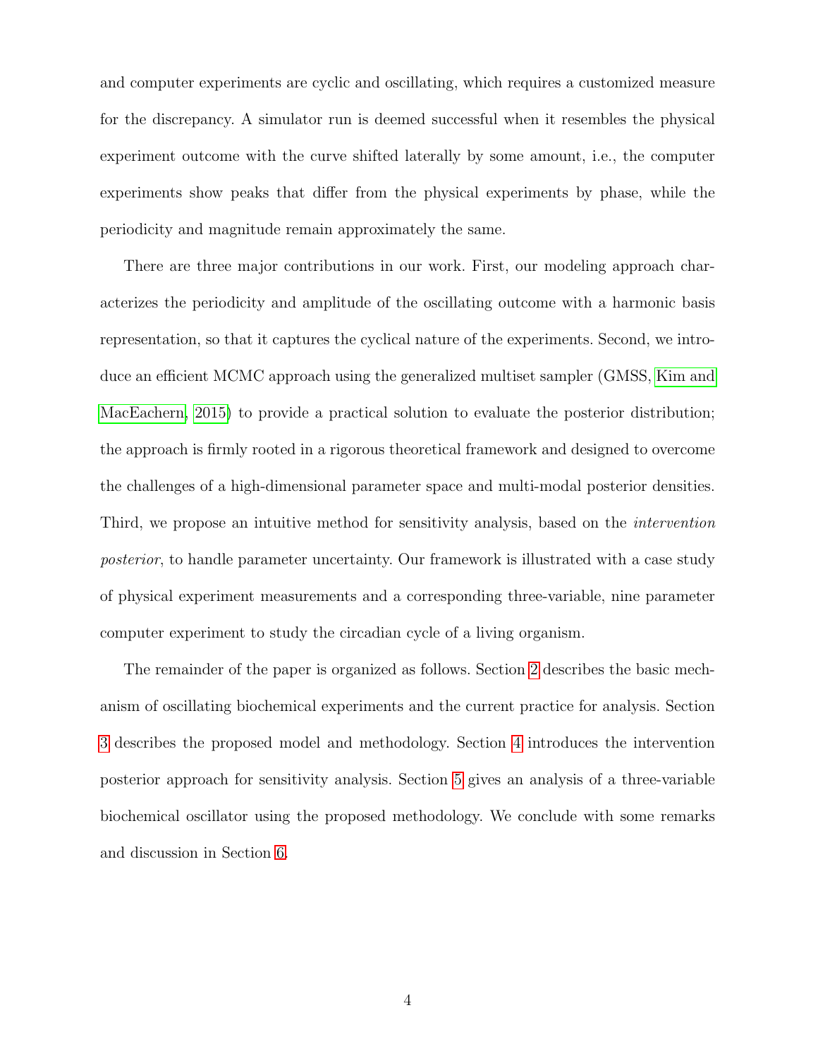and computer experiments are cyclic and oscillating, which requires a customized measure for the discrepancy. A simulator run is deemed successful when it resembles the physical experiment outcome with the curve shifted laterally by some amount, i.e., the computer experiments show peaks that differ from the physical experiments by phase, while the periodicity and magnitude remain approximately the same.

There are three major contributions in our work. First, our modeling approach characterizes the periodicity and amplitude of the oscillating outcome with a harmonic basis representation, so that it captures the cyclical nature of the experiments. Second, we introduce an efficient MCMC approach using the generalized multiset sampler (GMSS, Kim and MacEachern, 2015) to provide a practical solution to evaluate the posterior distribution; the approach is firmly rooted in a rigorous theoretical framework and designed to overcome the challenges of a high-dimensional parameter space and multi-modal posterior densities. Third, we propose an intuitive method for sensitivity analysis, based on the *intervention posterior*, to handle parameter uncertainty. Our framework is illustrated with a case study of physical experiment measurements and a corresponding three-variable, nine parameter computer experiment to study the circadian cycle of a living organism.

The remainder of the paper is organized as follows. Section 2 describes the basic mechanism of oscillating biochemical experiments and the current practice for analysis. Section 3 describes the proposed model and methodology. Section 4 introduces the intervention posterior approach for sensitivity analysis. Section 5 gives an analysis of a three-variable biochemical oscillator using the proposed methodology. We conclude with some remarks and discussion in Section 6.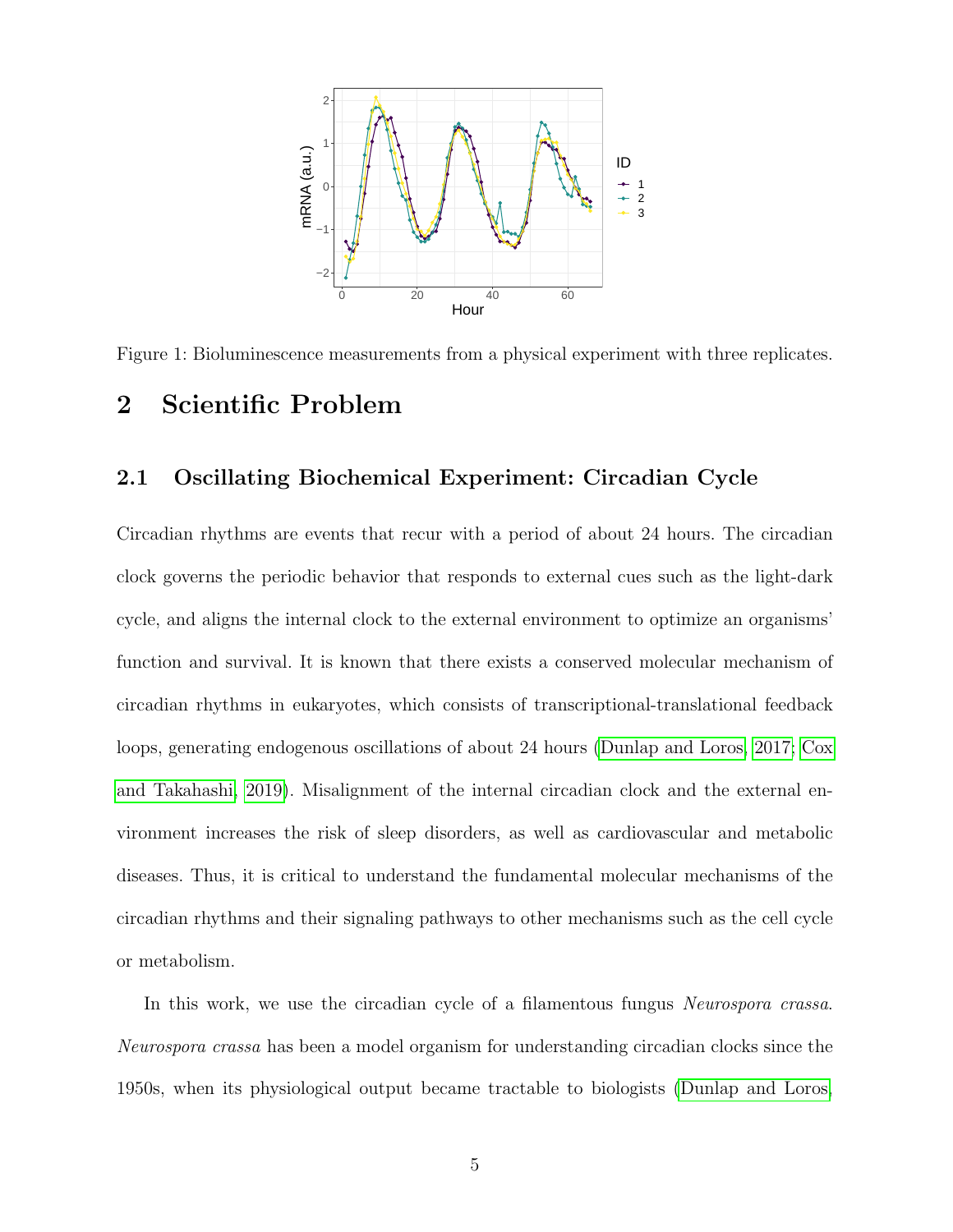Figure 1: Bioluminescence measurements from a physical experiment with three replicates.

# 2 Scientific Problem

## 2.1 Oscillating Biochemical Experiment: Circadian Cycle

Circadian rhythms are events that recur with a period of about 24 hours. The circadian clock governs the periodic behavior that responds to external cues such as the light-dark cycle, and aligns the internal clock to the external environment to optimize an organisms' function and survival. It is known that there exists a conserved molecular mechanism of circadian rhythms in eukaryotes, which consists of transcriptional-translational feedback loops, generating endogenous oscillations of about 24 hours (Dunlap and Loros, 2017; Cox and Takahashi, 2019). Misalignment of the internal circadian clock and the external environment increases the risk of sleep disorders, as well as cardiovascular and metabolic diseases. Thus, it is critical to understand the fundamental molecular mechanisms of the circadian rhythms and their signaling pathways to other mechanisms such as the cell cycle or metabolism.

In this work, we use the circadian cycle of a filamentous fungus *Neurospora crassa*. *Neurospora crassa* has been a model organism for understanding circadian clocks since the 1950s, when its physiological output became tractable to biologists (Dunlap and Loros,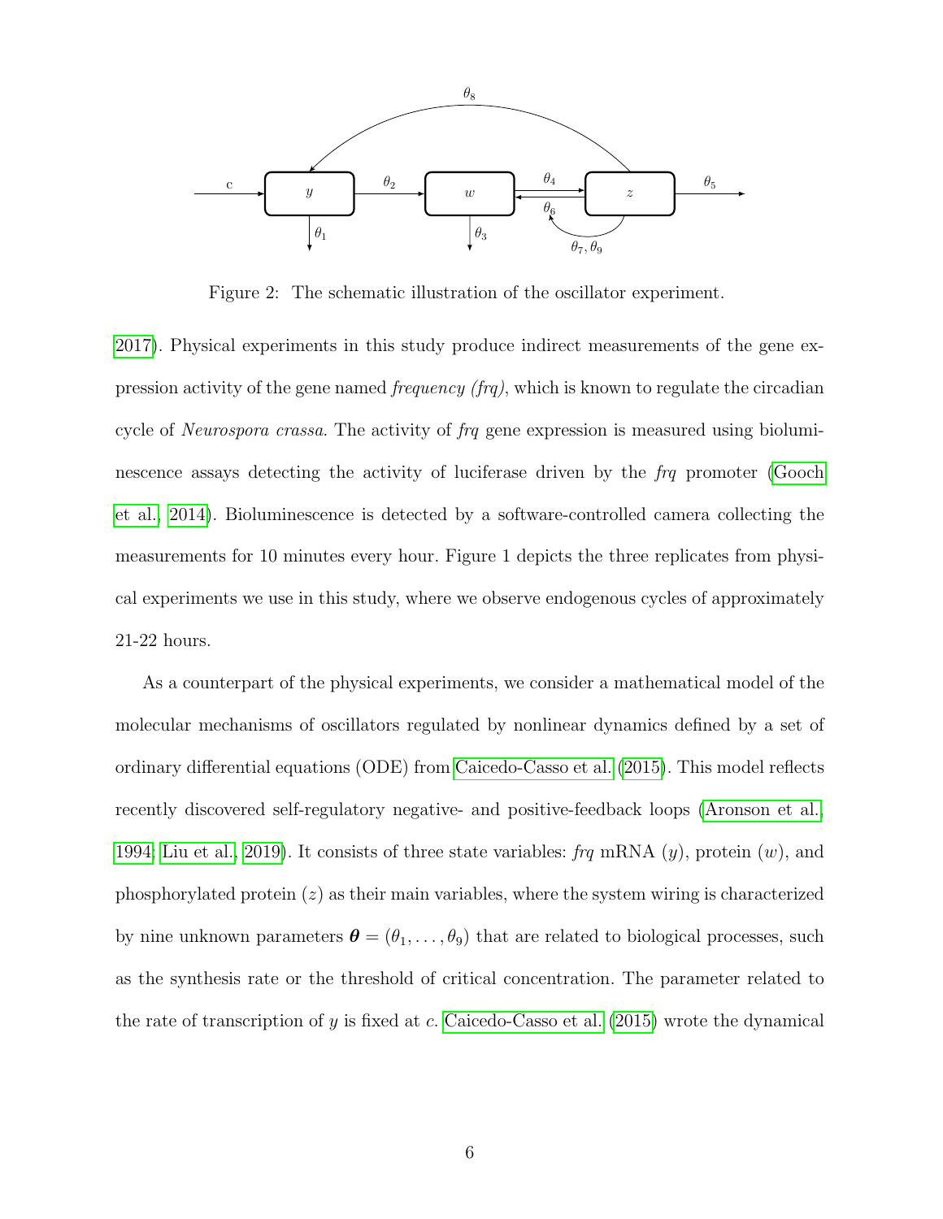Figure 2: The schematic illustration of the oscillator experiment.

2017). Physical experiments in this study produce indirect measurements of the gene expression activity of the gene named *frequency (frq)*, which is known to regulate the circadian cycle of *Neurospora crassa*. The activity of *frq* gene expression is measured using bioluminescence assays detecting the activity of luciferase driven by the *frq* promoter (Gooch et al., 2014). Bioluminescence is detected by a software-controlled camera collecting the measurements for 10 minutes every hour. Figure 1 depicts the three replicates from physical experiments we use in this study, where we observe endogenous cycles of approximately 21-22 hours.

As a counterpart of the physical experiments, we consider a mathematical model of the molecular mechanisms of oscillators regulated by nonlinear dynamics defined by a set of ordinary differential equations (ODE) from Caicedo-Casso et al. (2015). This model reflects recently discovered self-regulatory negative- and positive-feedback loops (Aronson et al., 1994; Liu et al., 2019). It consists of three state variables: *frq* mRNA ($y$), protein ($w$), and phosphorylated protein ($z$) as their main variables, where the system wiring is characterized by nine unknown parameters $\boldsymbol{\theta} = (\theta_1, \ldots, \theta_9)$ that are related to biological processes, such as the synthesis rate or the threshold of critical concentration. The parameter related to the rate of transcription of $y$ is fixed at $c$. Caicedo-Casso et al. (2015) wrote the dynamical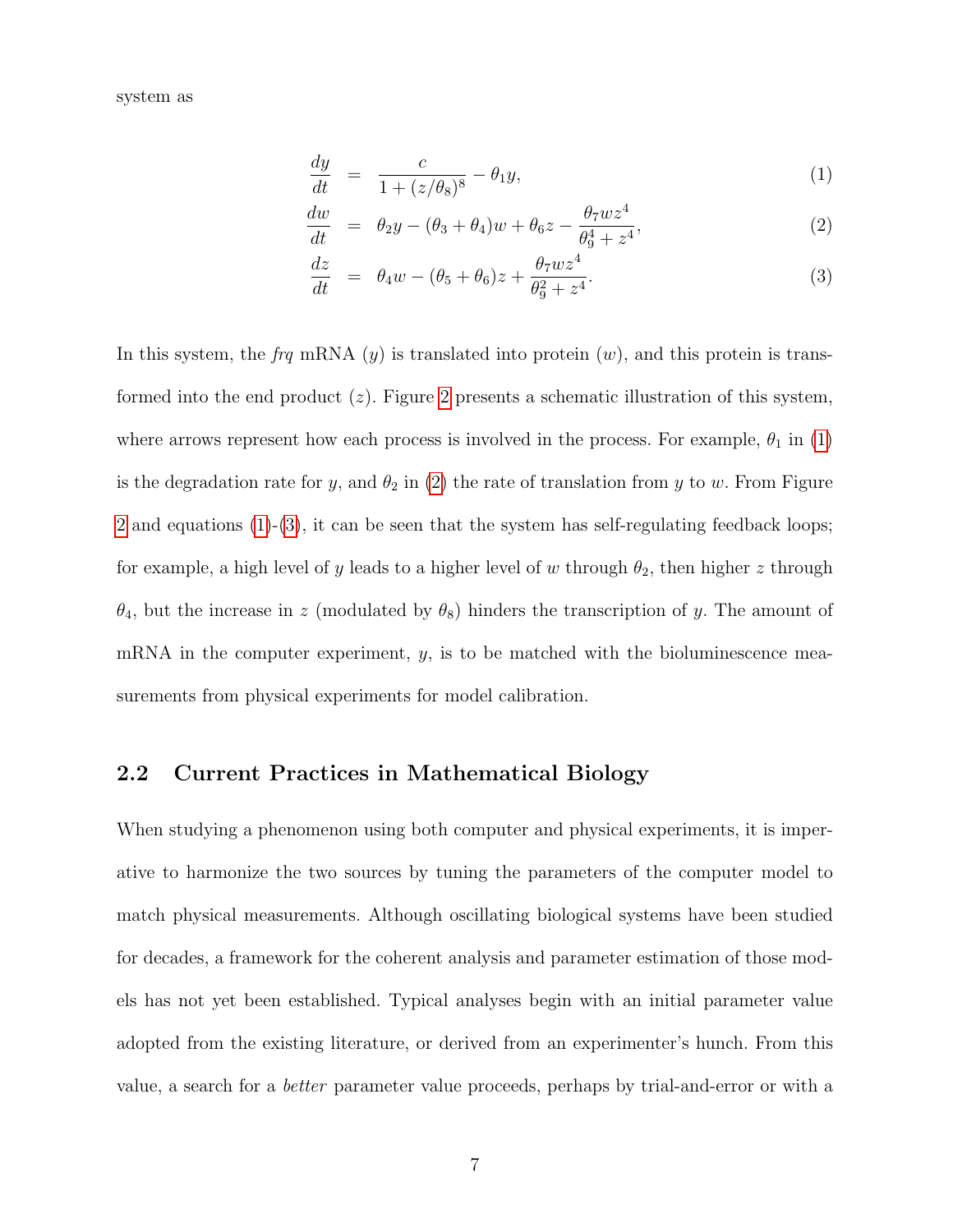system as

$$
\begin{aligned}
\frac{dy}{dt} &= \frac{c}{1 + (z/\theta_8)^8} - \theta_1 y, &(1)\\
\frac{dw}{dt} &= \theta_2 y - (\theta_3 + \theta_4)w + \theta_6 z - \frac{\theta_7 w z^4}{\theta_9^4 + z^4}, &(2)\\
\frac{dz}{dt} &= \theta_4 w - (\theta_5 + \theta_6)z + \frac{\theta_7 w z^4}{\theta_9^2 + z^4}. &(3)
\end{aligned}
$$

In this system, the *frq* mRNA ($y$) is translated into protein ($w$), and this protein is transformed into the end product ($z$). Figure 2 presents a schematic illustration of this system, where arrows represent how each process is involved in the process. For example, $\theta_1$ in (1) is the degradation rate for $y$, and $\theta_2$ in (2) the rate of translation from $y$ to $w$. From Figure 2 and equations (1)-(3), it can be seen that the system has self-regulating feedback loops; for example, a high level of $y$ leads to a higher level of $w$ through $\theta_2$, then higher $z$ through $\theta_4$, but the increase in $z$ (modulated by $\theta_8$) hinders the transcription of $y$. The amount of mRNA in the computer experiment, $y$, is to be matched with the bioluminescence measurements from physical experiments for model calibration.

## 2.2 Current Practices in Mathematical Biology

When studying a phenomenon using both computer and physical experiments, it is imperative to harmonize the two sources by tuning the parameters of the computer model to match physical measurements. Although oscillating biological systems have been studied for decades, a framework for the coherent analysis and parameter estimation of those models has not yet been established. Typical analyses begin with an initial parameter value adopted from the existing literature, or derived from an experimenter's hunch. From this value, a search for a *better* parameter value proceeds, perhaps by trial-and-error or with a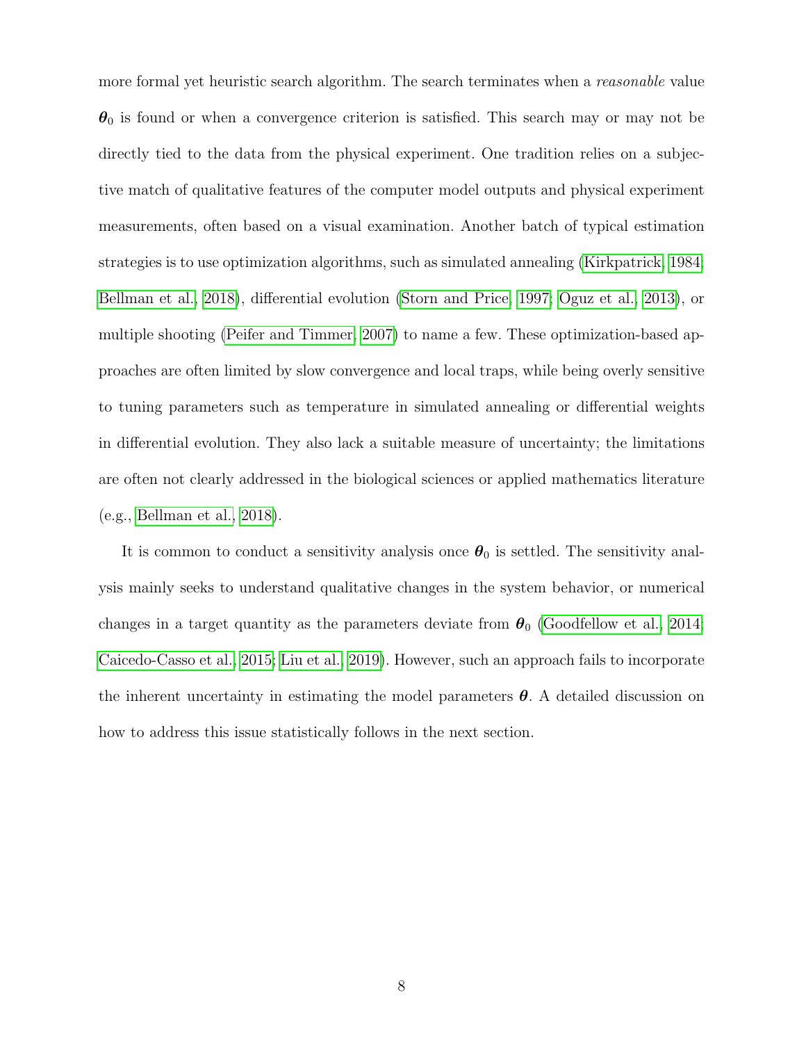more formal yet heuristic search algorithm. The search terminates when a *reasonable* value $\boldsymbol{\theta}_0$ is found or when a convergence criterion is satisfied. This search may or may not be directly tied to the data from the physical experiment. One tradition relies on a subjective match of qualitative features of the computer model outputs and physical experiment measurements, often based on a visual examination. Another batch of typical estimation strategies is to use optimization algorithms, such as simulated annealing (Kirkpatrick, 1984; Bellman et al., 2018), differential evolution (Storn and Price, 1997; Oguz et al., 2013), or multiple shooting (Peifer and Timmer, 2007) to name a few. These optimization-based approaches are often limited by slow convergence and local traps, while being overly sensitive to tuning parameters such as temperature in simulated annealing or differential weights in differential evolution. They also lack a suitable measure of uncertainty; the limitations are often not clearly addressed in the biological sciences or applied mathematics literature (e.g., Bellman et al., 2018).

It is common to conduct a sensitivity analysis once $\boldsymbol{\theta}_0$ is settled. The sensitivity analysis mainly seeks to understand qualitative changes in the system behavior, or numerical changes in a target quantity as the parameters deviate from $\boldsymbol{\theta}_0$ (Goodfellow et al., 2014; Caicedo-Casso et al., 2015; Liu et al., 2019). However, such an approach fails to incorporate the inherent uncertainty in estimating the model parameters $\boldsymbol{\theta}$. A detailed discussion on how to address this issue statistically follows in the next section.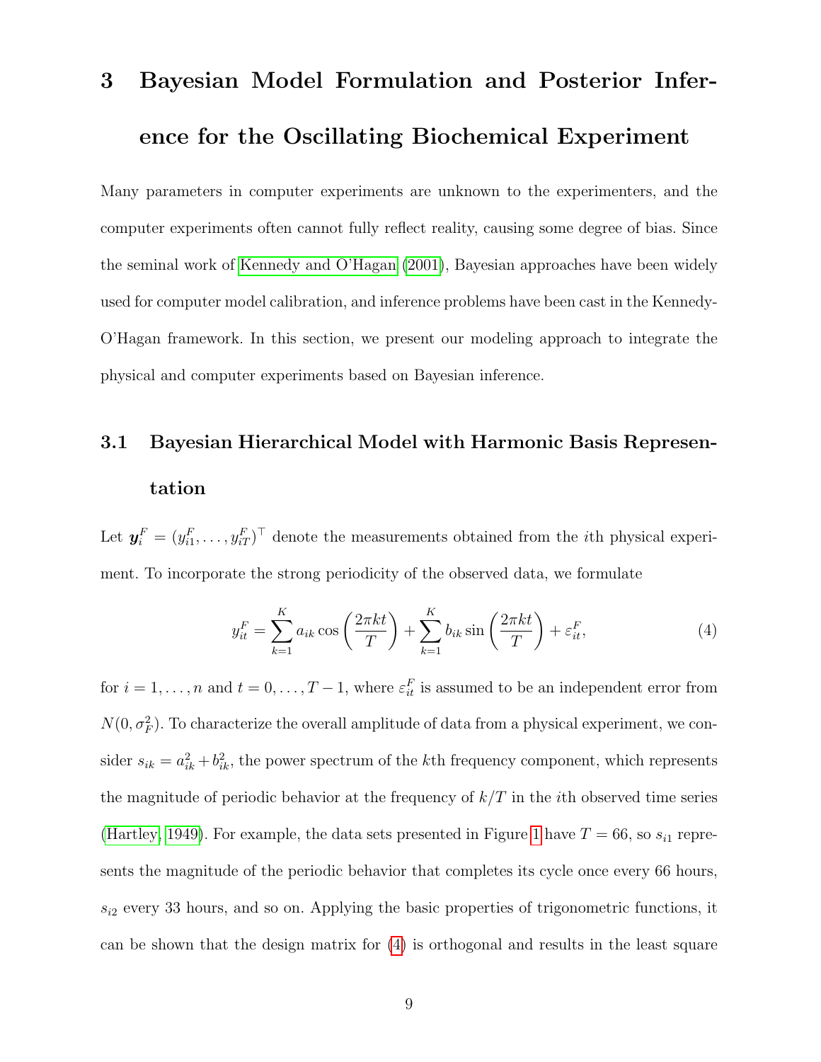# 3 Bayesian Model Formulation and Posterior Inference for the Oscillating Biochemical Experiment

Many parameters in computer experiments are unknown to the experimenters, and the computer experiments often cannot fully reflect reality, causing some degree of bias. Since the seminal work of Kennedy and O'Hagan (2001), Bayesian approaches have been widely used for computer model calibration, and inference problems have been cast in the Kennedy-O'Hagan framework. In this section, we present our modeling approach to integrate the physical and computer experiments based on Bayesian inference.

## 3.1 Bayesian Hierarchical Model with Harmonic Basis Representation

Let $\boldsymbol{y}_i^F = (y_{i1}^F, \ldots, y_{iT}^F)^\top$ denote the measurements obtained from the $i$th physical experiment. To incorporate the strong periodicity of the observed data, we formulate

$$y_{it}^F = \sum_{k=1}^{K} a_{ik} \cos\left(\frac{2\pi kt}{T}\right) + \sum_{k=1}^{K} b_{ik} \sin\left(\frac{2\pi kt}{T}\right) + \varepsilon_{it}^F, \tag{4}$$

for $i = 1, \ldots, n$ and $t = 0, \ldots, T-1$, where $\varepsilon_{it}^F$ is assumed to be an independent error from $N(0, \sigma_F^2)$. To characterize the overall amplitude of data from a physical experiment, we consider $s_{ik} = a_{ik}^2 + b_{ik}^2$, the power spectrum of the $k$th frequency component, which represents the magnitude of periodic behavior at the frequency of $k/T$ in the $i$th observed time series (Hartley, 1949). For example, the data sets presented in Figure 1 have $T = 66$, so $s_{i1}$ represents the magnitude of the periodic behavior that completes its cycle once every 66 hours, $s_{i2}$ every 33 hours, and so on. Applying the basic properties of trigonometric functions, it can be shown that the design matrix for (4) is orthogonal and results in the least square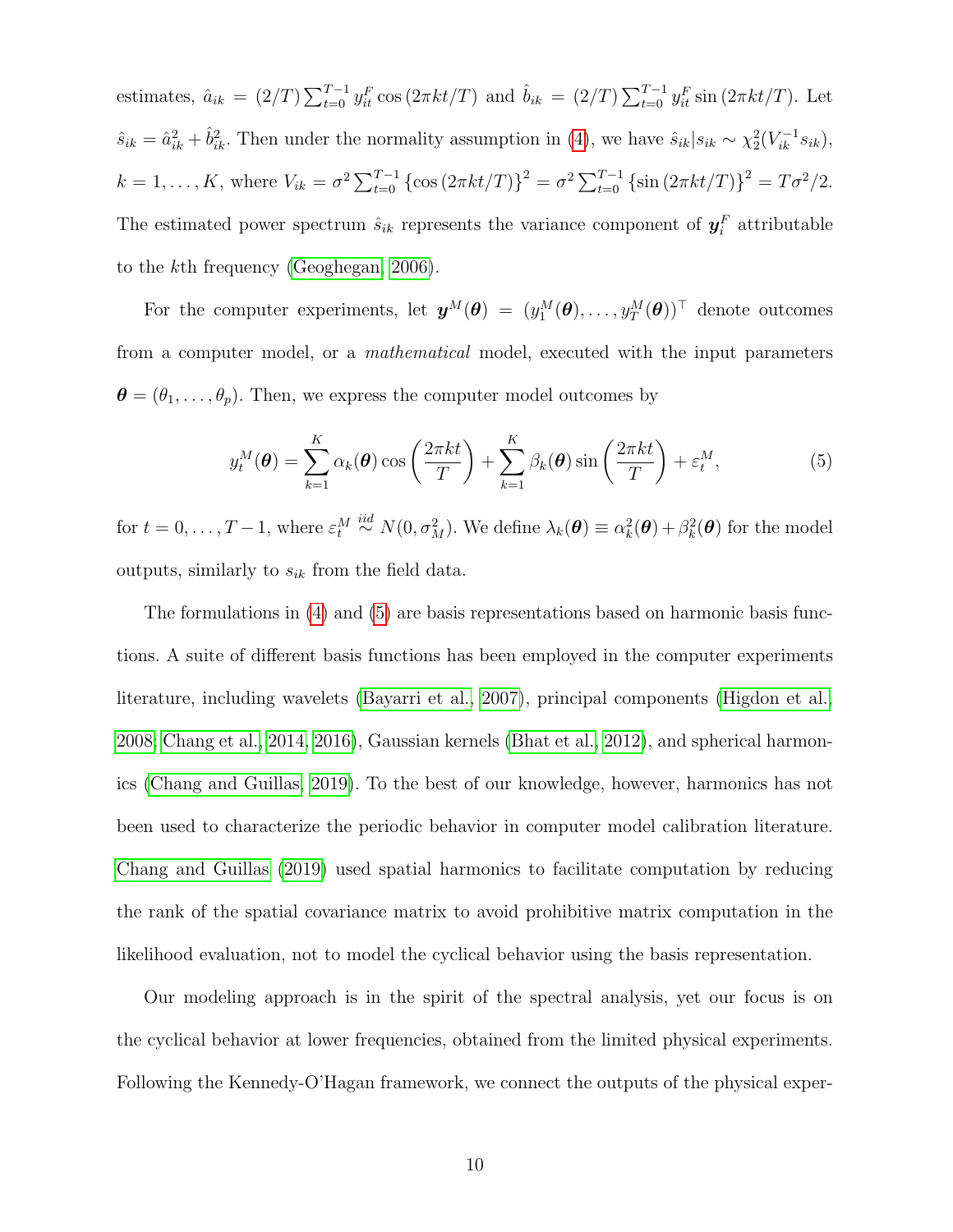estimates, $\hat{a}_{ik} = (2/T)\sum_{t=0}^{T-1} y_{it}^F \cos(2\pi kt/T)$ and $\hat{b}_{ik} = (2/T)\sum_{t=0}^{T-1} y_{it}^F \sin(2\pi kt/T)$. Let $\hat{s}_{ik} = \hat{a}_{ik}^2 + \hat{b}_{ik}^2$. Then under the normality assumption in (4), we have $\hat{s}_{ik}|s_{ik} \sim \chi_2^2(V_{ik}^{-1}s_{ik})$, $k = 1, \ldots, K$, where $V_{ik} = \sigma^2 \sum_{t=0}^{T-1}\{\cos(2\pi kt/T)\}^2 = \sigma^2 \sum_{t=0}^{T-1}\{\sin(2\pi kt/T)\}^2 = T\sigma^2/2$. The estimated power spectrum $\hat{s}_{ik}$ represents the variance component of $\boldsymbol{y}_i^F$ attributable to the $k$th frequency (Geoghegan, 2006).

For the computer experiments, let $\boldsymbol{y}^M(\boldsymbol{\theta}) = (y_1^M(\boldsymbol{\theta}), \ldots, y_T^M(\boldsymbol{\theta}))^\top$ denote outcomes from a computer model, or a *mathematical* model, executed with the input parameters $\boldsymbol{\theta} = (\theta_1, \ldots, \theta_p)$. Then, we express the computer model outcomes by

$$y_t^M(\boldsymbol{\theta}) = \sum_{k=1}^{K} \alpha_k(\boldsymbol{\theta}) \cos\left(\frac{2\pi kt}{T}\right) + \sum_{k=1}^{K} \beta_k(\boldsymbol{\theta}) \sin\left(\frac{2\pi kt}{T}\right) + \varepsilon_t^M, \tag{5}$$

for $t = 0, \ldots, T-1$, where $\varepsilon_t^M \stackrel{iid}{\sim} N(0, \sigma_M^2)$. We define $\lambda_k(\boldsymbol{\theta}) \equiv \alpha_k^2(\boldsymbol{\theta}) + \beta_k^2(\boldsymbol{\theta})$ for the model outputs, similarly to $s_{ik}$ from the field data.

The formulations in (4) and (5) are basis representations based on harmonic basis functions. A suite of different basis functions has been employed in the computer experiments literature, including wavelets (Bayarri et al., 2007), principal components (Higdon et al., 2008; Chang et al., 2014, 2016), Gaussian kernels (Bhat et al., 2012), and spherical harmonics (Chang and Guillas, 2019). To the best of our knowledge, however, harmonics has not been used to characterize the periodic behavior in computer model calibration literature. Chang and Guillas (2019) used spatial harmonics to facilitate computation by reducing the rank of the spatial covariance matrix to avoid prohibitive matrix computation in the likelihood evaluation, not to model the cyclical behavior using the basis representation.

Our modeling approach is in the spirit of the spectral analysis, yet our focus is on the cyclical behavior at lower frequencies, obtained from the limited physical experiments. Following the Kennedy-O'Hagan framework, we connect the outputs of the physical exper-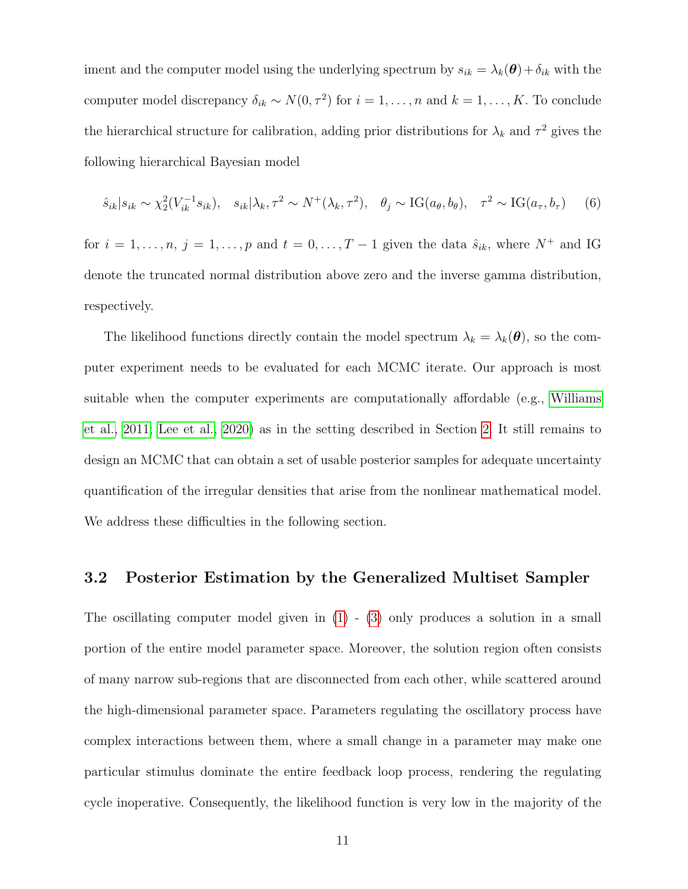iment and the computer model using the underlying spectrum by $s_{ik} = \lambda_k(\boldsymbol{\theta}) + \delta_{ik}$ with the computer model discrepancy $\delta_{ik} \sim N(0, \tau^2)$ for $i = 1, \ldots, n$ and $k = 1, \ldots, K$. To conclude the hierarchical structure for calibration, adding prior distributions for $\lambda_k$ and $\tau^2$ gives the following hierarchical Bayesian model

$$\hat{s}_{ik}|s_{ik} \sim \chi^2_2(V_{ik}^{-1}s_{ik}), \quad s_{ik}|\lambda_k, \tau^2 \sim N^+(\lambda_k, \tau^2), \quad \theta_j \sim \text{IG}(a_\theta, b_\theta), \quad \tau^2 \sim \text{IG}(a_\tau, b_\tau) \qquad (6)$$

for $i = 1, \ldots, n$, $j = 1, \ldots, p$ and $t = 0, \ldots, T-1$ given the data $\hat{s}_{ik}$, where $N^+$ and IG denote the truncated normal distribution above zero and the inverse gamma distribution, respectively.

The likelihood functions directly contain the model spectrum $\lambda_k = \lambda_k(\boldsymbol{\theta})$, so the computer experiment needs to be evaluated for each MCMC iterate. Our approach is most suitable when the computer experiments are computationally affordable (e.g., Williams et al., 2011; Lee et al., 2020) as in the setting described in Section 2. It still remains to design an MCMC that can obtain a set of usable posterior samples for adequate uncertainty quantification of the irregular densities that arise from the nonlinear mathematical model. We address these difficulties in the following section.

### 3.2 Posterior Estimation by the Generalized Multiset Sampler

The oscillating computer model given in (1) - (3) only produces a solution in a small portion of the entire model parameter space. Moreover, the solution region often consists of many narrow sub-regions that are disconnected from each other, while scattered around the high-dimensional parameter space. Parameters regulating the oscillatory process have complex interactions between them, where a small change in a parameter may make one particular stimulus dominate the entire feedback loop process, rendering the regulating cycle inoperative. Consequently, the likelihood function is very low in the majority of the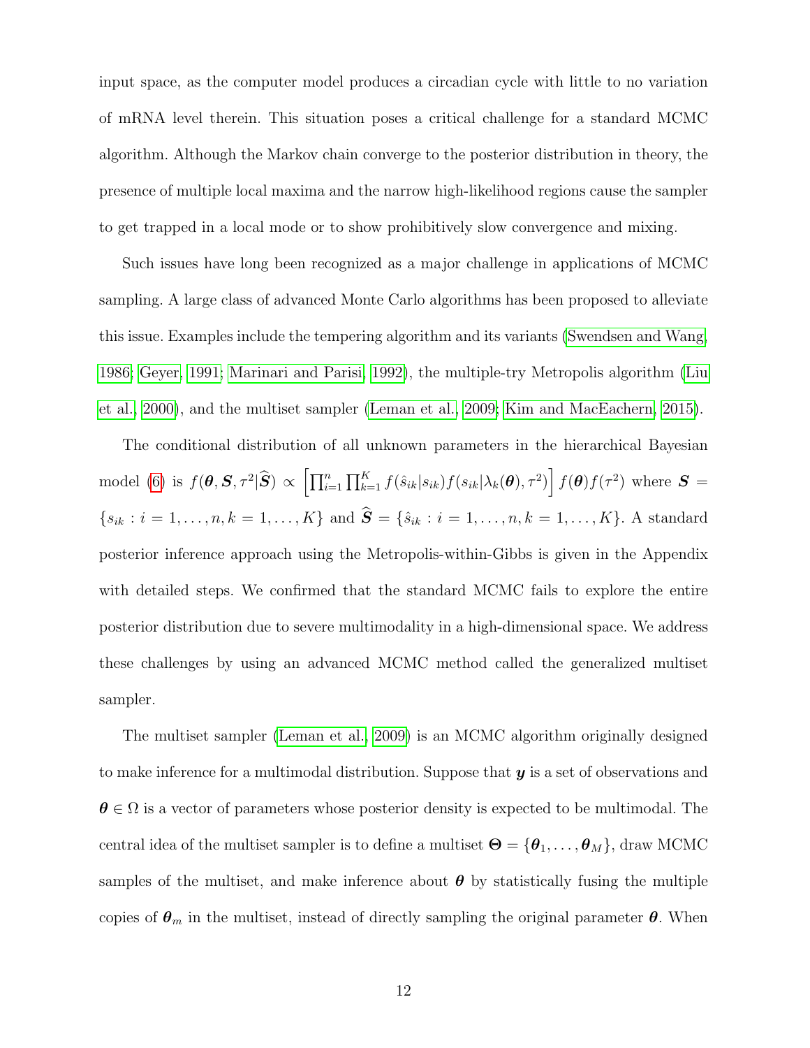input space, as the computer model produces a circadian cycle with little to no variation of mRNA level therein. This situation poses a critical challenge for a standard MCMC algorithm. Although the Markov chain converge to the posterior distribution in theory, the presence of multiple local maxima and the narrow high-likelihood regions cause the sampler to get trapped in a local mode or to show prohibitively slow convergence and mixing.

Such issues have long been recognized as a major challenge in applications of MCMC sampling. A large class of advanced Monte Carlo algorithms has been proposed to alleviate this issue. Examples include the tempering algorithm and its variants (Swendsen and Wang, 1986; Geyer, 1991; Marinari and Parisi, 1992), the multiple-try Metropolis algorithm (Liu et al., 2000), and the multiset sampler (Leman et al., 2009; Kim and MacEachern, 2015).

The conditional distribution of all unknown parameters in the hierarchical Bayesian model (6) is $f(\boldsymbol{\theta}, \boldsymbol{S}, \tau^2 | \widehat{\boldsymbol{S}}) \propto \left[\prod_{i=1}^{n} \prod_{k=1}^{K} f(\hat{s}_{ik}|s_{ik}) f(s_{ik}|\lambda_k(\boldsymbol{\theta}), \tau^2)\right] f(\boldsymbol{\theta}) f(\tau^2)$ where $\boldsymbol{S} = \{s_{ik} : i = 1, \ldots, n, k = 1, \ldots, K\}$ and $\widehat{\boldsymbol{S}} = \{\hat{s}_{ik} : i = 1, \ldots, n, k = 1, \ldots, K\}$. A standard posterior inference approach using the Metropolis-within-Gibbs is given in the Appendix with detailed steps. We confirmed that the standard MCMC fails to explore the entire posterior distribution due to severe multimodality in a high-dimensional space. We address these challenges by using an advanced MCMC method called the generalized multiset sampler.

The multiset sampler (Leman et al., 2009) is an MCMC algorithm originally designed to make inference for a multimodal distribution. Suppose that $\boldsymbol{y}$ is a set of observations and $\boldsymbol{\theta} \in \Omega$ is a vector of parameters whose posterior density is expected to be multimodal. The central idea of the multiset sampler is to define a multiset $\boldsymbol{\Theta} = \{\boldsymbol{\theta}_1, \ldots, \boldsymbol{\theta}_M\}$, draw MCMC samples of the multiset, and make inference about $\boldsymbol{\theta}$ by statistically fusing the multiple copies of $\boldsymbol{\theta}_m$ in the multiset, instead of directly sampling the original parameter $\boldsymbol{\theta}$. When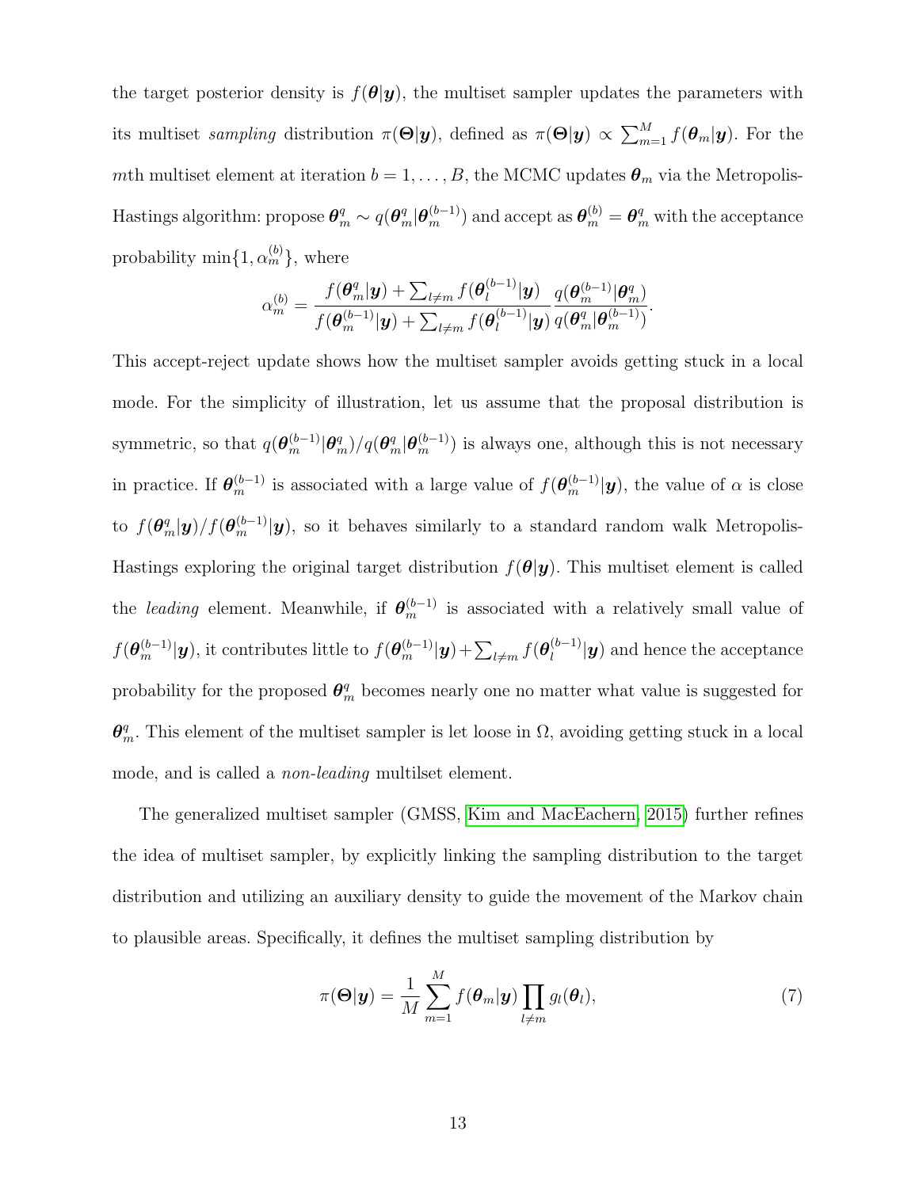the target posterior density is $f(\boldsymbol{\theta}|\boldsymbol{y})$, the multiset sampler updates the parameters with its multiset *sampling* distribution $\pi(\boldsymbol{\Theta}|\boldsymbol{y})$, defined as $\pi(\boldsymbol{\Theta}|\boldsymbol{y}) \propto \sum_{m=1}^{M} f(\boldsymbol{\theta}_m|\boldsymbol{y})$. For the $m$th multiset element at iteration $b = 1, \ldots, B$, the MCMC updates $\boldsymbol{\theta}_m$ via the Metropolis-Hastings algorithm: propose $\boldsymbol{\theta}_m^q \sim q(\boldsymbol{\theta}_m^q|\boldsymbol{\theta}_m^{(b-1)})$ and accept as $\boldsymbol{\theta}_m^{(b)} = \boldsymbol{\theta}_m^q$ with the acceptance probability $\min\{1, \alpha_m^{(b)}\}$, where

$$\alpha_m^{(b)} = \frac{f(\boldsymbol{\theta}_m^q|\boldsymbol{y}) + \sum_{l \neq m} f(\boldsymbol{\theta}_l^{(b-1)}|\boldsymbol{y})}{f(\boldsymbol{\theta}_m^{(b-1)}|\boldsymbol{y}) + \sum_{l \neq m} f(\boldsymbol{\theta}_l^{(b-1)}|\boldsymbol{y})} \frac{q(\boldsymbol{\theta}_m^{(b-1)}|\boldsymbol{\theta}_m^q)}{q(\boldsymbol{\theta}_m^q|\boldsymbol{\theta}_m^{(b-1)})}.$$

This accept-reject update shows how the multiset sampler avoids getting stuck in a local mode. For the simplicity of illustration, let us assume that the proposal distribution is symmetric, so that $q(\boldsymbol{\theta}_m^{(b-1)}|\boldsymbol{\theta}_m^q)/q(\boldsymbol{\theta}_m^q|\boldsymbol{\theta}_m^{(b-1)})$ is always one, although this is not necessary in practice. If $\boldsymbol{\theta}_m^{(b-1)}$ is associated with a large value of $f(\boldsymbol{\theta}_m^{(b-1)}|\boldsymbol{y})$, the value of $\alpha$ is close to $f(\boldsymbol{\theta}_m^q|\boldsymbol{y})/f(\boldsymbol{\theta}_m^{(b-1)}|\boldsymbol{y})$, so it behaves similarly to a standard random walk Metropolis-Hastings exploring the original target distribution $f(\boldsymbol{\theta}|\boldsymbol{y})$. This multiset element is called the *leading* element. Meanwhile, if $\boldsymbol{\theta}_m^{(b-1)}$ is associated with a relatively small value of $f(\boldsymbol{\theta}_m^{(b-1)}|\boldsymbol{y})$, it contributes little to $f(\boldsymbol{\theta}_m^{(b-1)}|\boldsymbol{y}) + \sum_{l \neq m} f(\boldsymbol{\theta}_l^{(b-1)}|\boldsymbol{y})$ and hence the acceptance probability for the proposed $\boldsymbol{\theta}_m^q$ becomes nearly one no matter what value is suggested for $\boldsymbol{\theta}_m^q$. This element of the multiset sampler is let loose in $\Omega$, avoiding getting stuck in a local mode, and is called a *non-leading* multilset element.

The generalized multiset sampler (GMSS, Kim and MacEachern, 2015) further refines the idea of multiset sampler, by explicitly linking the sampling distribution to the target distribution and utilizing an auxiliary density to guide the movement of the Markov chain to plausible areas. Specifically, it defines the multiset sampling distribution by

$$\pi(\boldsymbol{\Theta}|\boldsymbol{y}) = \frac{1}{M} \sum_{m=1}^{M} f(\boldsymbol{\theta}_m|\boldsymbol{y}) \prod_{l \neq m} g_l(\boldsymbol{\theta}_l), \tag{7}$$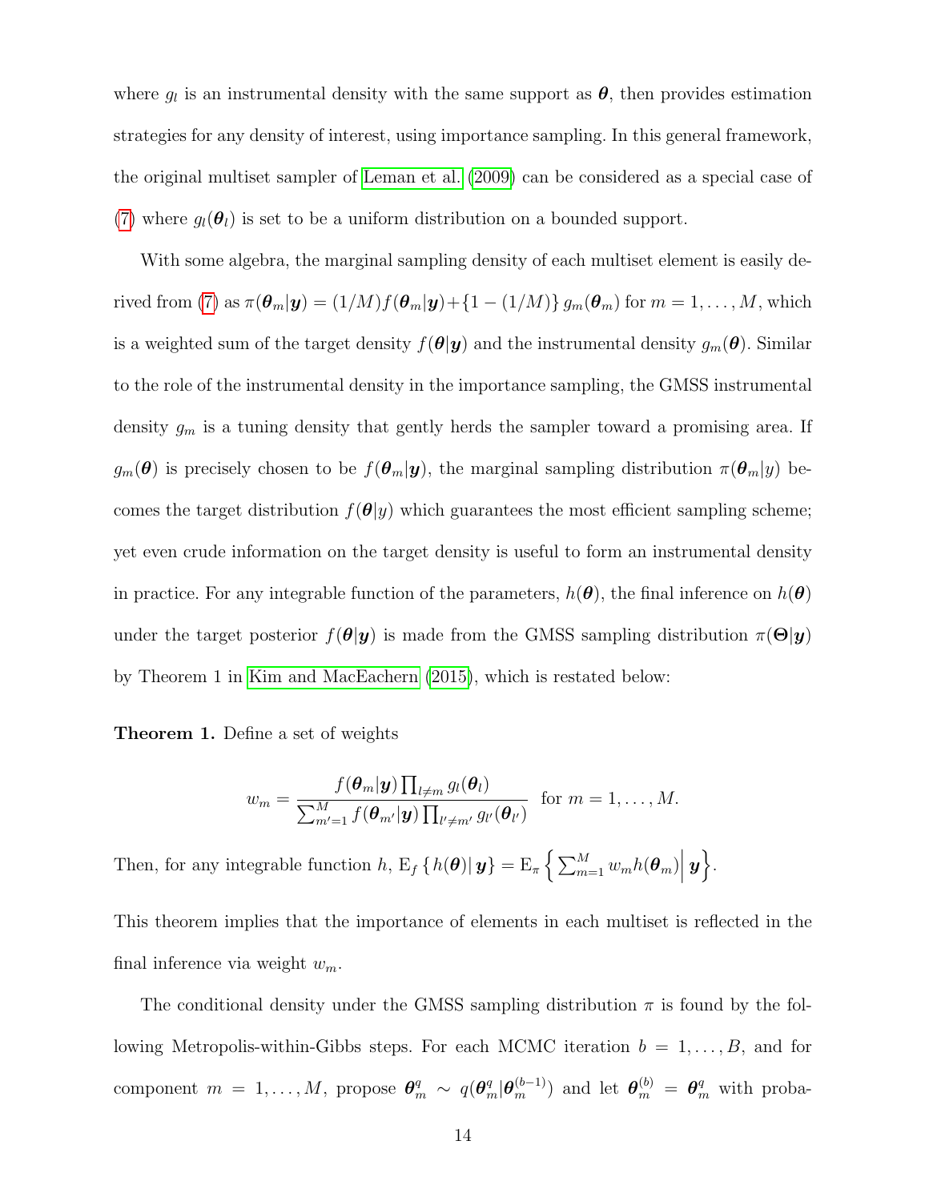where $g_l$ is an instrumental density with the same support as $\boldsymbol{\theta}$, then provides estimation strategies for any density of interest, using importance sampling. In this general framework, the original multiset sampler of Leman et al. (2009) can be considered as a special case of (7) where $g_l(\boldsymbol{\theta}_l)$ is set to be a uniform distribution on a bounded support.

With some algebra, the marginal sampling density of each multiset element is easily derived from (7) as $\pi(\boldsymbol{\theta}_m|\boldsymbol{y}) = (1/M)f(\boldsymbol{\theta}_m|\boldsymbol{y}) + \{1 - (1/M)\}\, g_m(\boldsymbol{\theta}_m)$ for $m = 1, \ldots, M$, which is a weighted sum of the target density $f(\boldsymbol{\theta}|\boldsymbol{y})$ and the instrumental density $g_m(\boldsymbol{\theta})$. Similar to the role of the instrumental density in the importance sampling, the GMSS instrumental density $g_m$ is a tuning density that gently herds the sampler toward a promising area. If $g_m(\boldsymbol{\theta})$ is precisely chosen to be $f(\boldsymbol{\theta}_m|\boldsymbol{y})$, the marginal sampling distribution $\pi(\boldsymbol{\theta}_m|y)$ becomes the target distribution $f(\boldsymbol{\theta}|y)$ which guarantees the most efficient sampling scheme; yet even crude information on the target density is useful to form an instrumental density in practice. For any integrable function of the parameters, $h(\boldsymbol{\theta})$, the final inference on $h(\boldsymbol{\theta})$ under the target posterior $f(\boldsymbol{\theta}|\boldsymbol{y})$ is made from the GMSS sampling distribution $\pi(\boldsymbol{\Theta}|\boldsymbol{y})$ by Theorem 1 in Kim and MacEachern (2015), which is restated below:

**Theorem 1.** Define a set of weights

$$w_m = \frac{f(\boldsymbol{\theta}_m|\boldsymbol{y}) \prod_{l \neq m} g_l(\boldsymbol{\theta}_l)}{\sum_{m'=1}^{M} f(\boldsymbol{\theta}_{m'}|\boldsymbol{y}) \prod_{l' \neq m'} g_{l'}(\boldsymbol{\theta}_{l'})} \quad \text{for } m = 1, \ldots, M.$$

Then, for any integrable function $h$, $\mathrm{E}_f \{ h(\boldsymbol{\theta}) |\, \boldsymbol{y} \} = \mathrm{E}_\pi \left\{ \sum_{m=1}^{M} w_m h(\boldsymbol{\theta}_m) \middle|\, \boldsymbol{y} \right\}$.

This theorem implies that the importance of elements in each multiset is reflected in the final inference via weight $w_m$.

The conditional density under the GMSS sampling distribution $\pi$ is found by the following Metropolis-within-Gibbs steps. For each MCMC iteration $b = 1, \ldots, B$, and for component $m = 1, \ldots, M$, propose $\boldsymbol{\theta}_m^q \sim q(\boldsymbol{\theta}_m^q|\boldsymbol{\theta}_m^{(b-1)})$ and let $\boldsymbol{\theta}_m^{(b)} = \boldsymbol{\theta}_m^q$ with proba-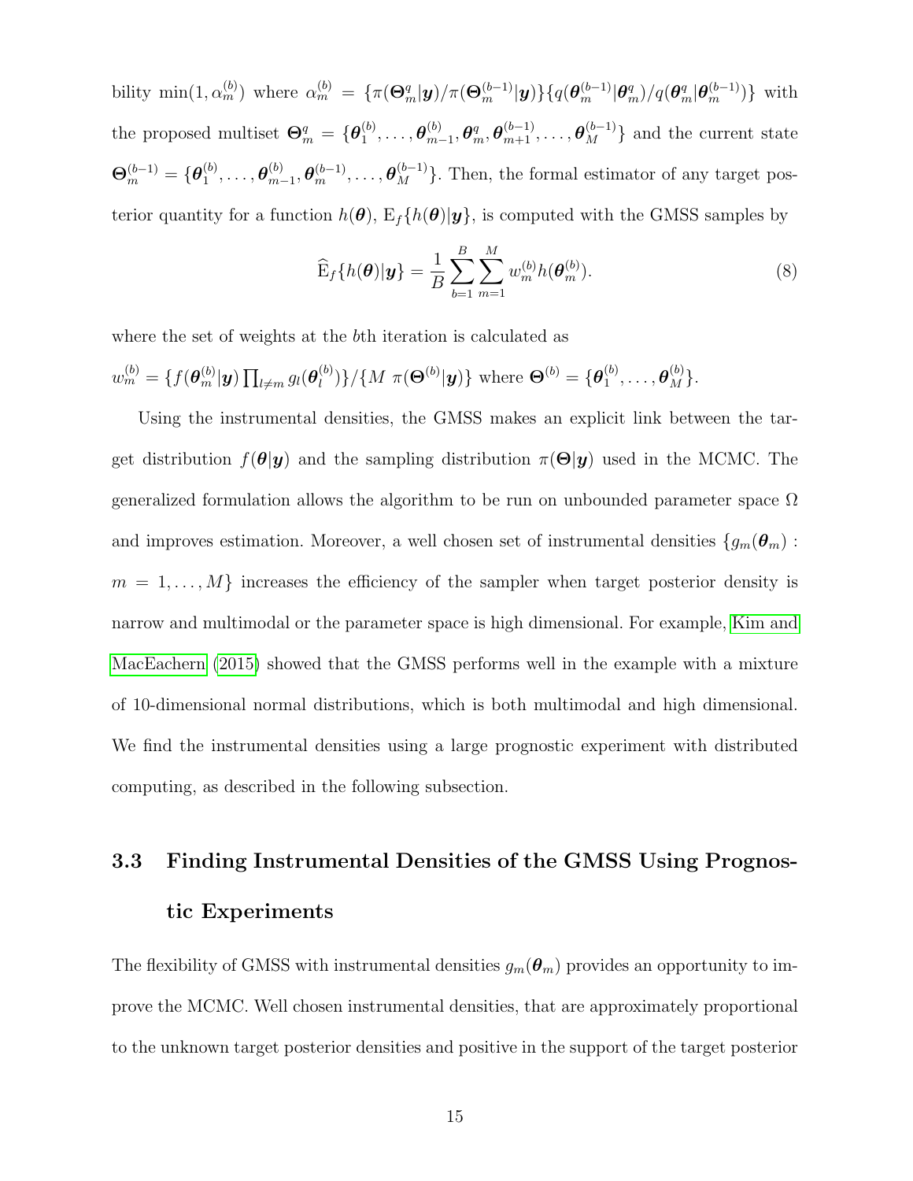bility $\min(1, \alpha_m^{(b)})$ where $\alpha_m^{(b)} = \{\pi(\boldsymbol{\Theta}_m^q|\boldsymbol{y})/\pi(\boldsymbol{\Theta}_m^{(b-1)}|\boldsymbol{y})\}\{q(\boldsymbol{\theta}_m^{(b-1)}|\boldsymbol{\theta}_m^q)/q(\boldsymbol{\theta}_m^q|\boldsymbol{\theta}_m^{(b-1)})\}$ with the proposed multiset $\boldsymbol{\Theta}_m^q = \{\boldsymbol{\theta}_1^{(b)}, \ldots, \boldsymbol{\theta}_{m-1}^{(b)}, \boldsymbol{\theta}_m^q, \boldsymbol{\theta}_{m+1}^{(b-1)}, \ldots, \boldsymbol{\theta}_M^{(b-1)}\}$ and the current state $\boldsymbol{\Theta}_m^{(b-1)} = \{\boldsymbol{\theta}_1^{(b)}, \ldots, \boldsymbol{\theta}_{m-1}^{(b)}, \boldsymbol{\theta}_m^{(b-1)}, \ldots, \boldsymbol{\theta}_M^{(b-1)}\}$. Then, the formal estimator of any target posterior quantity for a function $h(\boldsymbol{\theta})$, $\mathrm{E}_f\{h(\boldsymbol{\theta})|\boldsymbol{y}\}$, is computed with the GMSS samples by

$$\widehat{\mathrm{E}}_f\{h(\boldsymbol{\theta})|\boldsymbol{y}\} = \frac{1}{B}\sum_{b=1}^{B}\sum_{m=1}^{M} w_m^{(b)} h(\boldsymbol{\theta}_m^{(b)}). \tag{8}$$

where the set of weights at the $b$th iteration is calculated as
$w_m^{(b)} = \{f(\boldsymbol{\theta}_m^{(b)}|\boldsymbol{y})\prod_{l\neq m} g_l(\boldsymbol{\theta}_l^{(b)})\}/\{M\ \pi(\boldsymbol{\Theta}^{(b)}|\boldsymbol{y})\}$ where $\boldsymbol{\Theta}^{(b)} = \{\boldsymbol{\theta}_1^{(b)}, \ldots, \boldsymbol{\theta}_M^{(b)}\}$.

Using the instrumental densities, the GMSS makes an explicit link between the target distribution $f(\boldsymbol{\theta}|\boldsymbol{y})$ and the sampling distribution $\pi(\boldsymbol{\Theta}|\boldsymbol{y})$ used in the MCMC. The generalized formulation allows the algorithm to be run on unbounded parameter space $\Omega$ and improves estimation. Moreover, a well chosen set of instrumental densities $\{g_m(\boldsymbol{\theta}_m) : m = 1, \ldots, M\}$ increases the efficiency of the sampler when target posterior density is narrow and multimodal or the parameter space is high dimensional. For example, Kim and MacEachern (2015) showed that the GMSS performs well in the example with a mixture of 10-dimensional normal distributions, which is both multimodal and high dimensional. We find the instrumental densities using a large prognostic experiment with distributed computing, as described in the following subsection.

### 3.3 Finding Instrumental Densities of the GMSS Using Prognostic Experiments

The flexibility of GMSS with instrumental densities $g_m(\boldsymbol{\theta}_m)$ provides an opportunity to improve the MCMC. Well chosen instrumental densities, that are approximately proportional to the unknown target posterior densities and positive in the support of the target posterior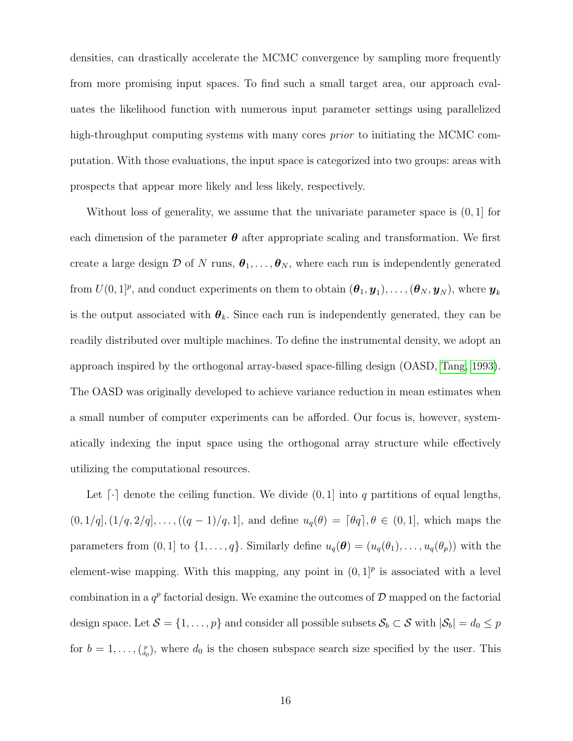densities, can drastically accelerate the MCMC convergence by sampling more frequently from more promising input spaces. To find such a small target area, our approach evaluates the likelihood function with numerous input parameter settings using parallelized high-throughput computing systems with many cores *prior* to initiating the MCMC computation. With those evaluations, the input space is categorized into two groups: areas with prospects that appear more likely and less likely, respectively.

Without loss of generality, we assume that the univariate parameter space is $(0, 1]$ for each dimension of the parameter $\boldsymbol{\theta}$ after appropriate scaling and transformation. We first create a large design $\mathcal{D}$ of $N$ runs, $\boldsymbol{\theta}_1, \ldots, \boldsymbol{\theta}_N$, where each run is independently generated from $U(0, 1]^p$, and conduct experiments on them to obtain $(\boldsymbol{\theta}_1, \boldsymbol{y}_1), \ldots, (\boldsymbol{\theta}_N, \boldsymbol{y}_N)$, where $\boldsymbol{y}_k$ is the output associated with $\boldsymbol{\theta}_k$. Since each run is independently generated, they can be readily distributed over multiple machines. To define the instrumental density, we adopt an approach inspired by the orthogonal array-based space-filling design (OASD, Tang, 1993). The OASD was originally developed to achieve variance reduction in mean estimates when a small number of computer experiments can be afforded. Our focus is, however, systematically indexing the input space using the orthogonal array structure while effectively utilizing the computational resources.

Let $\lceil \cdot \rceil$ denote the ceiling function. We divide $(0, 1]$ into $q$ partitions of equal lengths, $(0, 1/q], (1/q, 2/q], \ldots, ((q-1)/q, 1]$, and define $u_q(\theta) = \lceil \theta q \rceil, \theta \in (0, 1]$, which maps the parameters from $(0, 1]$ to $\{1, \ldots, q\}$. Similarly define $u_q(\boldsymbol{\theta}) = (u_q(\theta_1), \ldots, u_q(\theta_p))$ with the element-wise mapping. With this mapping, any point in $(0, 1]^p$ is associated with a level combination in a $q^p$ factorial design. We examine the outcomes of $\mathcal{D}$ mapped on the factorial design space. Let $\mathcal{S} = \{1, \ldots, p\}$ and consider all possible subsets $\mathcal{S}_b \subset \mathcal{S}$ with $|\mathcal{S}_b| = d_0 \leq p$ for $b = 1, \ldots, \binom{p}{d_0}$, where $d_0$ is the chosen subspace search size specified by the user. This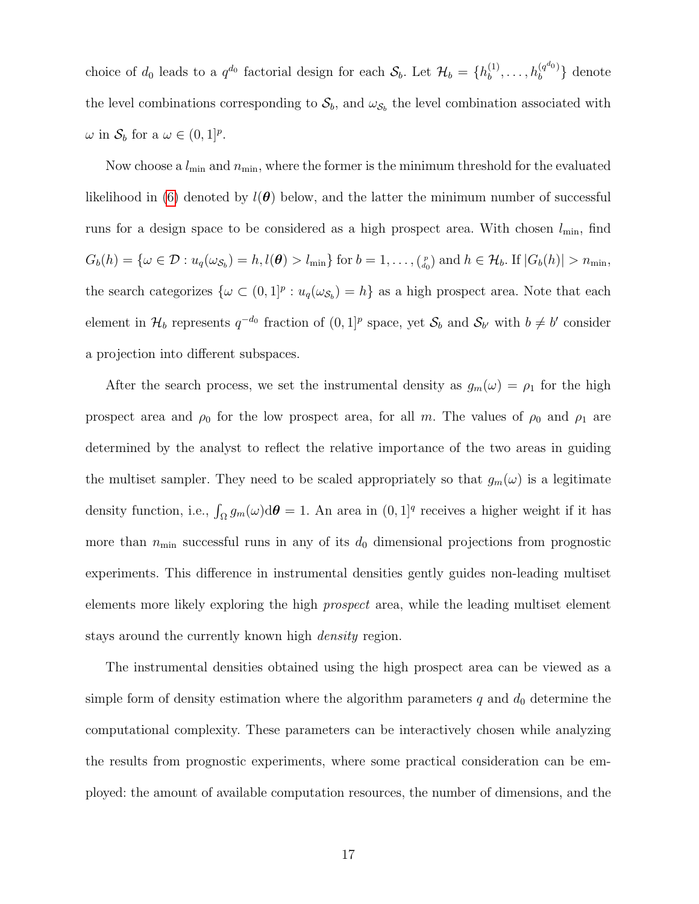choice of $d_0$ leads to a $q^{d_0}$ factorial design for each $\mathcal{S}_b$. Let $\mathcal{H}_b = \{h_b^{(1)}, \ldots, h_b^{(q^{d_0})}\}$ denote the level combinations corresponding to $\mathcal{S}_b$, and $\omega_{\mathcal{S}_b}$ the level combination associated with $\omega$ in $\mathcal{S}_b$ for a $\omega \in (0,1]^p$.

Now choose a $l_{\min}$ and $n_{\min}$, where the former is the minimum threshold for the evaluated likelihood in (6) denoted by $l(\boldsymbol{\theta})$ below, and the latter the minimum number of successful runs for a design space to be considered as a high prospect area. With chosen $l_{\min}$, find $G_b(h) = \{\omega \in \mathcal{D} : u_q(\omega_{\mathcal{S}_b}) = h, l(\boldsymbol{\theta}) > l_{\min}\}$ for $b = 1, \ldots, \binom{p}{d_0}$ and $h \in \mathcal{H}_b$. If $|G_b(h)| > n_{\min}$, the search categorizes $\{\omega \subset (0,1]^p : u_q(\omega_{\mathcal{S}_b}) = h\}$ as a high prospect area. Note that each element in $\mathcal{H}_b$ represents $q^{-d_0}$ fraction of $(0,1]^p$ space, yet $\mathcal{S}_b$ and $\mathcal{S}_{b'}$ with $b \neq b'$ consider a projection into different subspaces.

After the search process, we set the instrumental density as $g_m(\omega) = \rho_1$ for the high prospect area and $\rho_0$ for the low prospect area, for all $m$. The values of $\rho_0$ and $\rho_1$ are determined by the analyst to reflect the relative importance of the two areas in guiding the multiset sampler. They need to be scaled appropriately so that $g_m(\omega)$ is a legitimate density function, i.e., $\int_\Omega g_m(\omega) \mathrm{d}\boldsymbol{\theta} = 1$. An area in $(0,1]^q$ receives a higher weight if it has more than $n_{\min}$ successful runs in any of its $d_0$ dimensional projections from prognostic experiments. This difference in instrumental densities gently guides non-leading multiset elements more likely exploring the high *prospect* area, while the leading multiset element stays around the currently known high *density* region.

The instrumental densities obtained using the high prospect area can be viewed as a simple form of density estimation where the algorithm parameters $q$ and $d_0$ determine the computational complexity. These parameters can be interactively chosen while analyzing the results from prognostic experiments, where some practical consideration can be employed: the amount of available computation resources, the number of dimensions, and the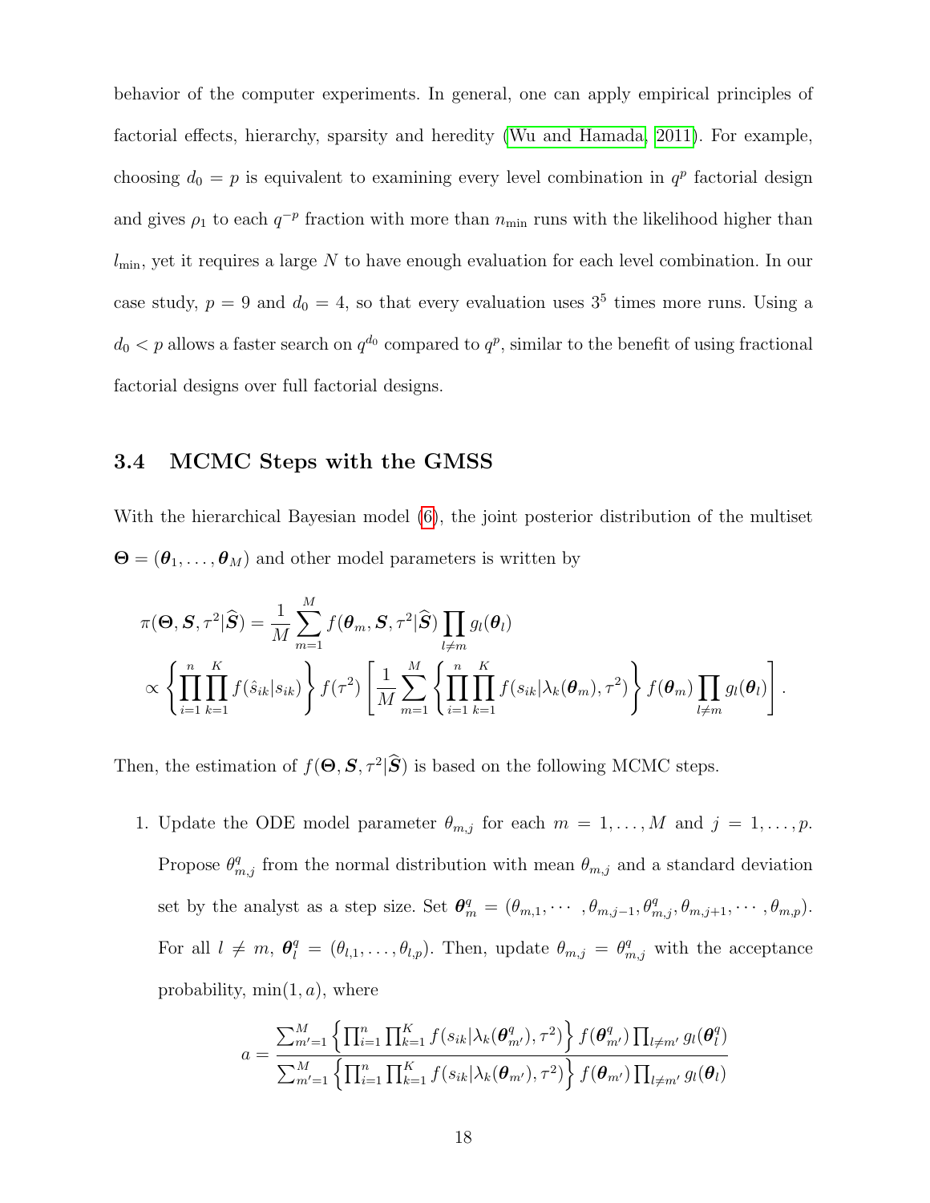behavior of the computer experiments. In general, one can apply empirical principles of factorial effects, hierarchy, sparsity and heredity (Wu and Hamada, 2011). For example, choosing $d_0 = p$ is equivalent to examining every level combination in $q^p$ factorial design and gives $\rho_1$ to each $q^{-p}$ fraction with more than $n_{\min}$ runs with the likelihood higher than $l_{\min}$, yet it requires a large $N$ to have enough evaluation for each level combination. In our case study, $p = 9$ and $d_0 = 4$, so that every evaluation uses $3^5$ times more runs. Using a $d_0 < p$ allows a faster search on $q^{d_0}$ compared to $q^p$, similar to the benefit of using fractional factorial designs over full factorial designs.

### 3.4 MCMC Steps with the GMSS

With the hierarchical Bayesian model (6), the joint posterior distribution of the multiset $\boldsymbol{\Theta} = (\boldsymbol{\theta}_1, \ldots, \boldsymbol{\theta}_M)$ and other model parameters is written by

$$
\begin{aligned}
\pi(\boldsymbol{\Theta}, \boldsymbol{S}, \tau^2 | \widehat{\boldsymbol{S}}) &= \frac{1}{M} \sum_{m=1}^{M} f(\boldsymbol{\theta}_m, \boldsymbol{S}, \tau^2 | \widehat{\boldsymbol{S}}) \prod_{l \neq m} g_l(\boldsymbol{\theta}_l) \\
&\propto \left\{ \prod_{i=1}^{n} \prod_{k=1}^{K} f(\hat{s}_{ik} | s_{ik}) \right\} f(\tau^2) \left[ \frac{1}{M} \sum_{m=1}^{M} \left\{ \prod_{i=1}^{n} \prod_{k=1}^{K} f(s_{ik} | \lambda_k(\boldsymbol{\theta}_m), \tau^2) \right\} f(\boldsymbol{\theta}_m) \prod_{l \neq m} g_l(\boldsymbol{\theta}_l) \right].
\end{aligned}
$$

Then, the estimation of $f(\boldsymbol{\Theta}, \boldsymbol{S}, \tau^2 | \widehat{\boldsymbol{S}})$ is based on the following MCMC steps.

1. Update the ODE model parameter $\theta_{m,j}$ for each $m = 1, \ldots, M$ and $j = 1, \ldots, p$. Propose $\theta^q_{m,j}$ from the normal distribution with mean $\theta_{m,j}$ and a standard deviation set by the analyst as a step size. Set $\boldsymbol{\theta}^q_m = (\theta_{m,1}, \cdots, \theta_{m,j-1}, \theta^q_{m,j}, \theta_{m,j+1}, \cdots, \theta_{m,p})$. For all $l \neq m$, $\boldsymbol{\theta}^q_l = (\theta_{l,1}, \ldots, \theta_{l,p})$. Then, update $\theta_{m,j} = \theta^q_{m,j}$ with the acceptance probability, $\min(1, a)$, where

$$
a = \frac{\sum_{m'=1}^{M} \left\{ \prod_{i=1}^{n} \prod_{k=1}^{K} f(s_{ik} | \lambda_k(\boldsymbol{\theta}^q_{m'}), \tau^2) \right\} f(\boldsymbol{\theta}^q_{m'}) \prod_{l \neq m'} g_l(\boldsymbol{\theta}^q_l)}{\sum_{m'=1}^{M} \left\{ \prod_{i=1}^{n} \prod_{k=1}^{K} f(s_{ik} | \lambda_k(\boldsymbol{\theta}_{m'}), \tau^2) \right\} f(\boldsymbol{\theta}_{m'}) \prod_{l \neq m'} g_l(\boldsymbol{\theta}_l)}
$$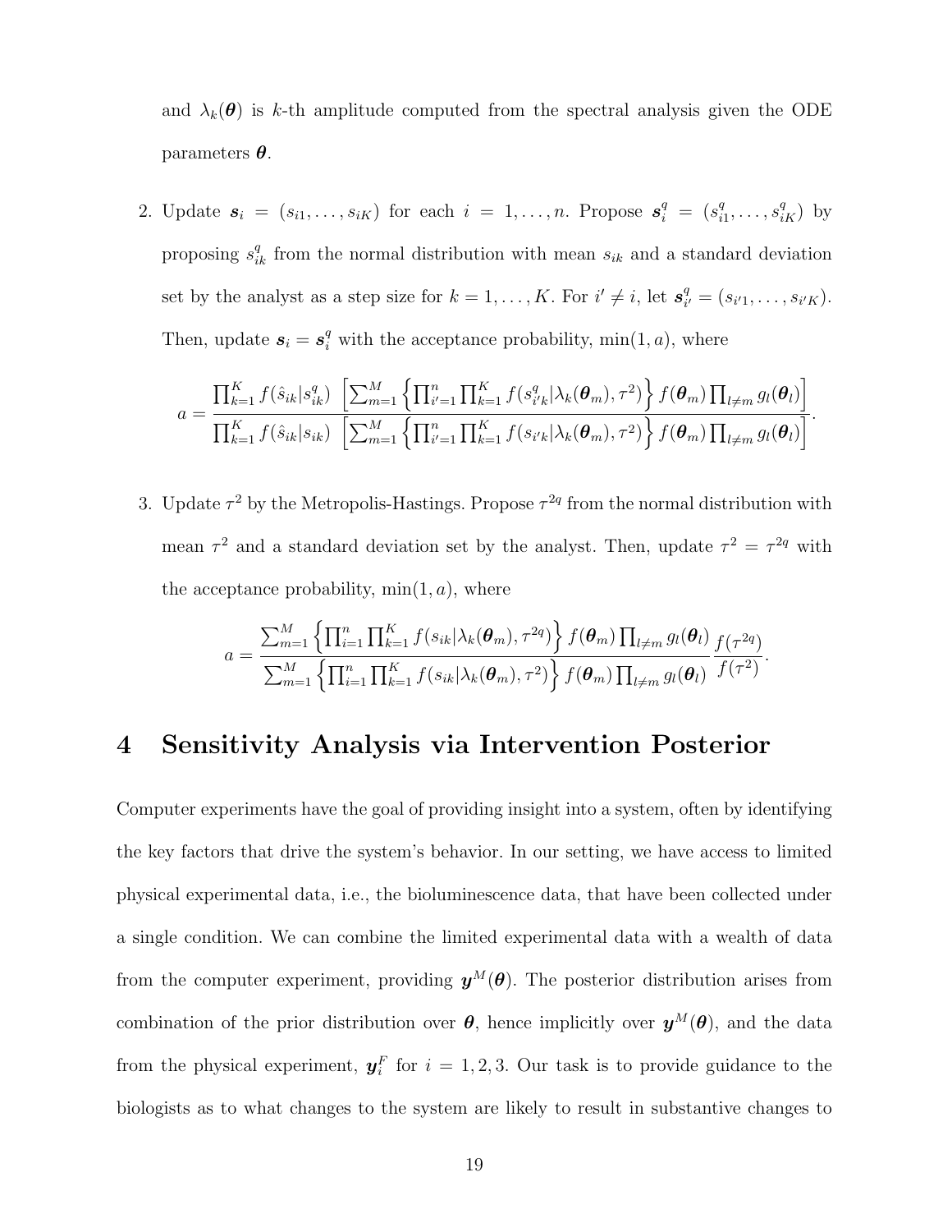and $\lambda_k(\boldsymbol{\theta})$ is $k$-th amplitude computed from the spectral analysis given the ODE parameters $\boldsymbol{\theta}$.

2. Update $\boldsymbol{s}_i = (s_{i1}, \ldots, s_{iK})$ for each $i = 1, \ldots, n$. Propose $\boldsymbol{s}_i^q = (s_{i1}^q, \ldots, s_{iK}^q)$ by proposing $s_{ik}^q$ from the normal distribution with mean $s_{ik}$ and a standard deviation set by the analyst as a step size for $k = 1, \ldots, K$. For $i' \neq i$, let $\boldsymbol{s}_{i'}^q = (s_{i'1}, \ldots, s_{i'K})$. Then, update $\boldsymbol{s}_i = \boldsymbol{s}_i^q$ with the acceptance probability, $\min(1, a)$, where

$$a = \frac{\prod_{k=1}^K f(\hat{s}_{ik}|s_{ik}^q) \left[\sum_{m=1}^M \left\{\prod_{i'=1}^n \prod_{k=1}^K f(s_{i'k}^q|\lambda_k(\boldsymbol{\theta}_m), \tau^2)\right\} f(\boldsymbol{\theta}_m) \prod_{l \neq m} g_l(\boldsymbol{\theta}_l)\right]}{\prod_{k=1}^K f(\hat{s}_{ik}|s_{ik}) \left[\sum_{m=1}^M \left\{\prod_{i'=1}^n \prod_{k=1}^K f(s_{i'k}|\lambda_k(\boldsymbol{\theta}_m), \tau^2)\right\} f(\boldsymbol{\theta}_m) \prod_{l \neq m} g_l(\boldsymbol{\theta}_l)\right]}.$$

3. Update $\tau^2$ by the Metropolis-Hastings. Propose $\tau^{2q}$ from the normal distribution with mean $\tau^2$ and a standard deviation set by the analyst. Then, update $\tau^2 = \tau^{2q}$ with the acceptance probability, $\min(1, a)$, where

$$a = \frac{\sum_{m=1}^M \left\{\prod_{i=1}^n \prod_{k=1}^K f(s_{ik}|\lambda_k(\boldsymbol{\theta}_m), \tau^{2q})\right\} f(\boldsymbol{\theta}_m) \prod_{l \neq m} g_l(\boldsymbol{\theta}_l)}{\sum_{m=1}^M \left\{\prod_{i=1}^n \prod_{k=1}^K f(s_{ik}|\lambda_k(\boldsymbol{\theta}_m), \tau^2)\right\} f(\boldsymbol{\theta}_m) \prod_{l \neq m} g_l(\boldsymbol{\theta}_l)} \frac{f(\tau^{2q})}{f(\tau^2)}.$$

# 4 Sensitivity Analysis via Intervention Posterior

Computer experiments have the goal of providing insight into a system, often by identifying the key factors that drive the system's behavior. In our setting, we have access to limited physical experimental data, i.e., the bioluminescence data, that have been collected under a single condition. We can combine the limited experimental data with a wealth of data from the computer experiment, providing $\boldsymbol{y}^M(\boldsymbol{\theta})$. The posterior distribution arises from combination of the prior distribution over $\boldsymbol{\theta}$, hence implicitly over $\boldsymbol{y}^M(\boldsymbol{\theta})$, and the data from the physical experiment, $\boldsymbol{y}_i^F$ for $i = 1, 2, 3$. Our task is to provide guidance to the biologists as to what changes to the system are likely to result in substantive changes to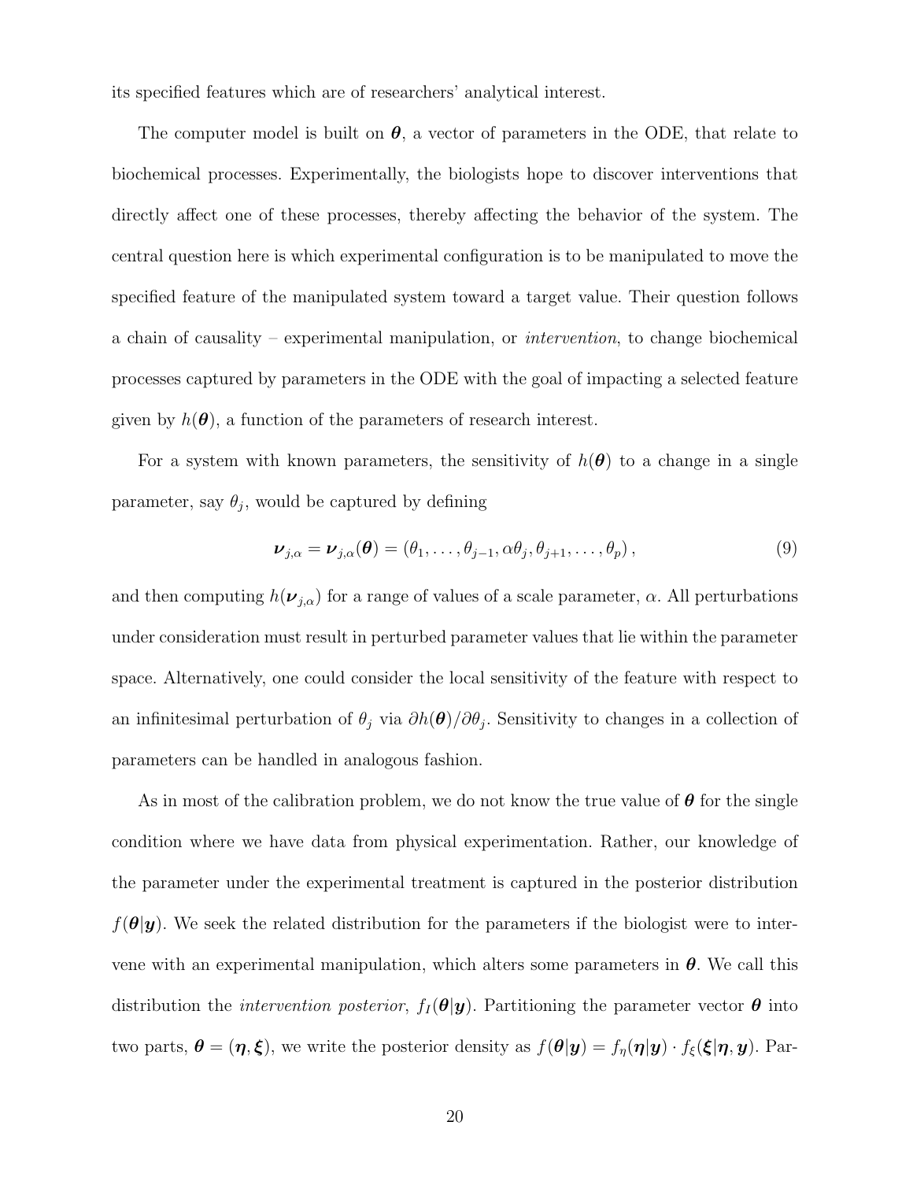its specified features which are of researchers' analytical interest.

The computer model is built on $\boldsymbol{\theta}$, a vector of parameters in the ODE, that relate to biochemical processes. Experimentally, the biologists hope to discover interventions that directly affect one of these processes, thereby affecting the behavior of the system. The central question here is which experimental configuration is to be manipulated to move the specified feature of the manipulated system toward a target value. Their question follows a chain of causality – experimental manipulation, or *intervention*, to change biochemical processes captured by parameters in the ODE with the goal of impacting a selected feature given by $h(\boldsymbol{\theta})$, a function of the parameters of research interest.

For a system with known parameters, the sensitivity of $h(\boldsymbol{\theta})$ to a change in a single parameter, say $\theta_j$, would be captured by defining

$$\boldsymbol{\nu}_{j,\alpha} = \boldsymbol{\nu}_{j,\alpha}(\boldsymbol{\theta}) = (\theta_1, \ldots, \theta_{j-1}, \alpha\theta_j, \theta_{j+1}, \ldots, \theta_p)\,, \tag{9}$$

and then computing $h(\boldsymbol{\nu}_{j,\alpha})$ for a range of values of a scale parameter, $\alpha$. All perturbations under consideration must result in perturbed parameter values that lie within the parameter space. Alternatively, one could consider the local sensitivity of the feature with respect to an infinitesimal perturbation of $\theta_j$ via $\partial h(\boldsymbol{\theta})/\partial \theta_j$. Sensitivity to changes in a collection of parameters can be handled in analogous fashion.

As in most of the calibration problem, we do not know the true value of $\boldsymbol{\theta}$ for the single condition where we have data from physical experimentation. Rather, our knowledge of the parameter under the experimental treatment is captured in the posterior distribution $f(\boldsymbol{\theta}|\boldsymbol{y})$. We seek the related distribution for the parameters if the biologist were to intervene with an experimental manipulation, which alters some parameters in $\boldsymbol{\theta}$. We call this distribution the *intervention posterior*, $f_I(\boldsymbol{\theta}|\boldsymbol{y})$. Partitioning the parameter vector $\boldsymbol{\theta}$ into two parts, $\boldsymbol{\theta} = (\boldsymbol{\eta}, \boldsymbol{\xi})$, we write the posterior density as $f(\boldsymbol{\theta}|\boldsymbol{y}) = f_\eta(\boldsymbol{\eta}|\boldsymbol{y}) \cdot f_\xi(\boldsymbol{\xi}|\boldsymbol{\eta}, \boldsymbol{y})$. Par-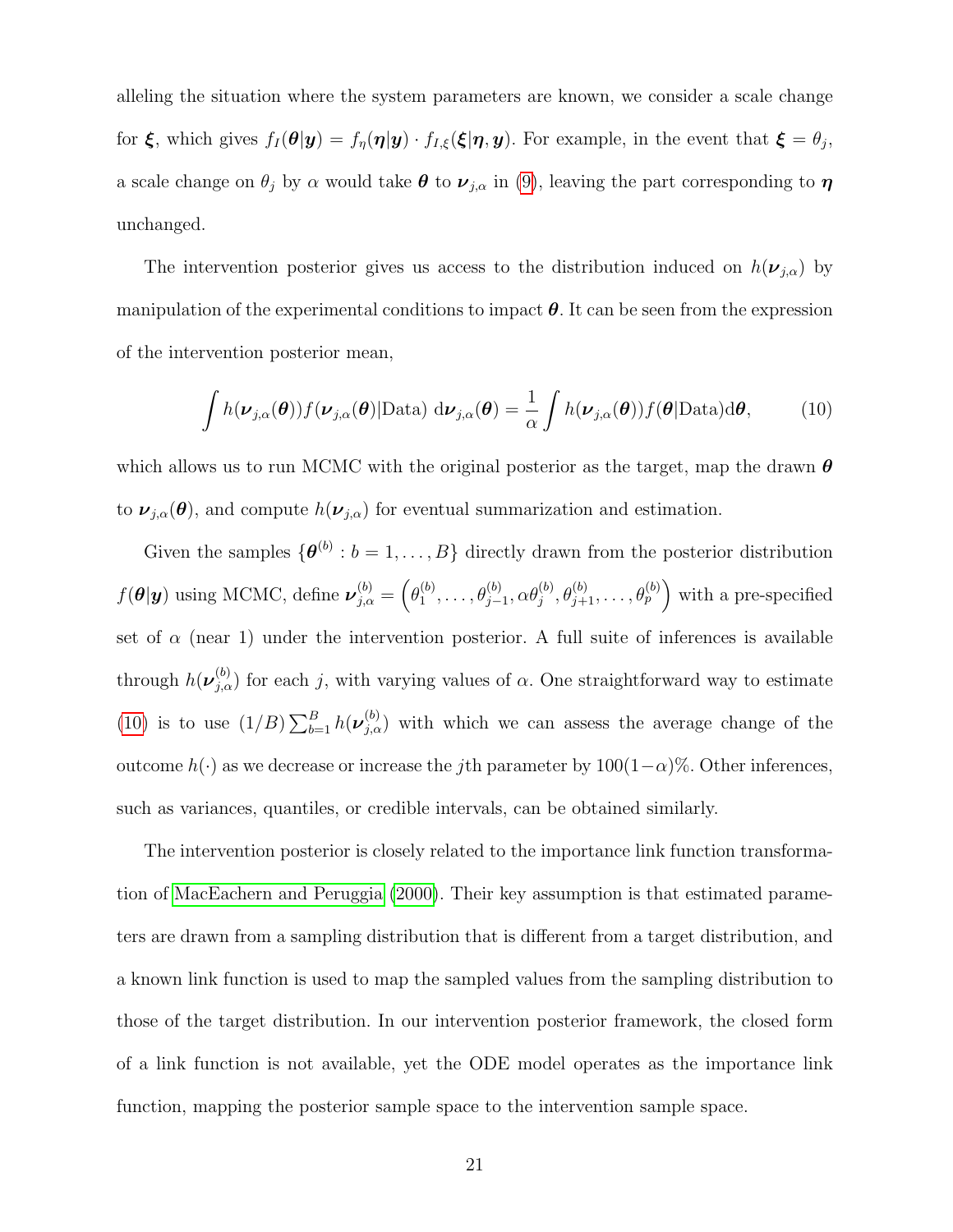alleling the situation where the system parameters are known, we consider a scale change for $\boldsymbol{\xi}$, which gives $f_I(\boldsymbol{\theta}|\boldsymbol{y}) = f_\eta(\boldsymbol{\eta}|\boldsymbol{y}) \cdot f_{I,\xi}(\boldsymbol{\xi}|\boldsymbol{\eta}, \boldsymbol{y})$. For example, in the event that $\boldsymbol{\xi} = \theta_j$, a scale change on $\theta_j$ by $\alpha$ would take $\boldsymbol{\theta}$ to $\boldsymbol{\nu}_{j,\alpha}$ in (9), leaving the part corresponding to $\boldsymbol{\eta}$ unchanged.

The intervention posterior gives us access to the distribution induced on $h(\boldsymbol{\nu}_{j,\alpha})$ by manipulation of the experimental conditions to impact $\boldsymbol{\theta}$. It can be seen from the expression of the intervention posterior mean,

$$\int h(\boldsymbol{\nu}_{j,\alpha}(\boldsymbol{\theta})) f(\boldsymbol{\nu}_{j,\alpha}(\boldsymbol{\theta})|\text{Data})\ \mathrm{d}\boldsymbol{\nu}_{j,\alpha}(\boldsymbol{\theta}) = \frac{1}{\alpha}\int h(\boldsymbol{\nu}_{j,\alpha}(\boldsymbol{\theta})) f(\boldsymbol{\theta}|\text{Data})\mathrm{d}\boldsymbol{\theta}, \tag{10}$$

which allows us to run MCMC with the original posterior as the target, map the drawn $\boldsymbol{\theta}$ to $\boldsymbol{\nu}_{j,\alpha}(\boldsymbol{\theta})$, and compute $h(\boldsymbol{\nu}_{j,\alpha})$ for eventual summarization and estimation.

Given the samples $\{\boldsymbol{\theta}^{(b)} : b = 1, \ldots, B\}$ directly drawn from the posterior distribution $f(\boldsymbol{\theta}|\boldsymbol{y})$ using MCMC, define $\boldsymbol{\nu}_{j,\alpha}^{(b)} = \left(\theta_1^{(b)}, \ldots, \theta_{j-1}^{(b)}, \alpha\theta_j^{(b)}, \theta_{j+1}^{(b)}, \ldots, \theta_p^{(b)}\right)$ with a pre-specified set of $\alpha$ (near 1) under the intervention posterior. A full suite of inferences is available through $h(\boldsymbol{\nu}_{j,\alpha}^{(b)})$ for each $j$, with varying values of $\alpha$. One straightforward way to estimate (10) is to use $(1/B)\sum_{b=1}^{B} h(\boldsymbol{\nu}_{j,\alpha}^{(b)})$ with which we can assess the average change of the outcome $h(\cdot)$ as we decrease or increase the $j$th parameter by $100(1-\alpha)\%$. Other inferences, such as variances, quantiles, or credible intervals, can be obtained similarly.

The intervention posterior is closely related to the importance link function transformation of MacEachern and Peruggia (2000). Their key assumption is that estimated parameters are drawn from a sampling distribution that is different from a target distribution, and a known link function is used to map the sampled values from the sampling distribution to those of the target distribution. In our intervention posterior framework, the closed form of a link function is not available, yet the ODE model operates as the importance link function, mapping the posterior sample space to the intervention sample space.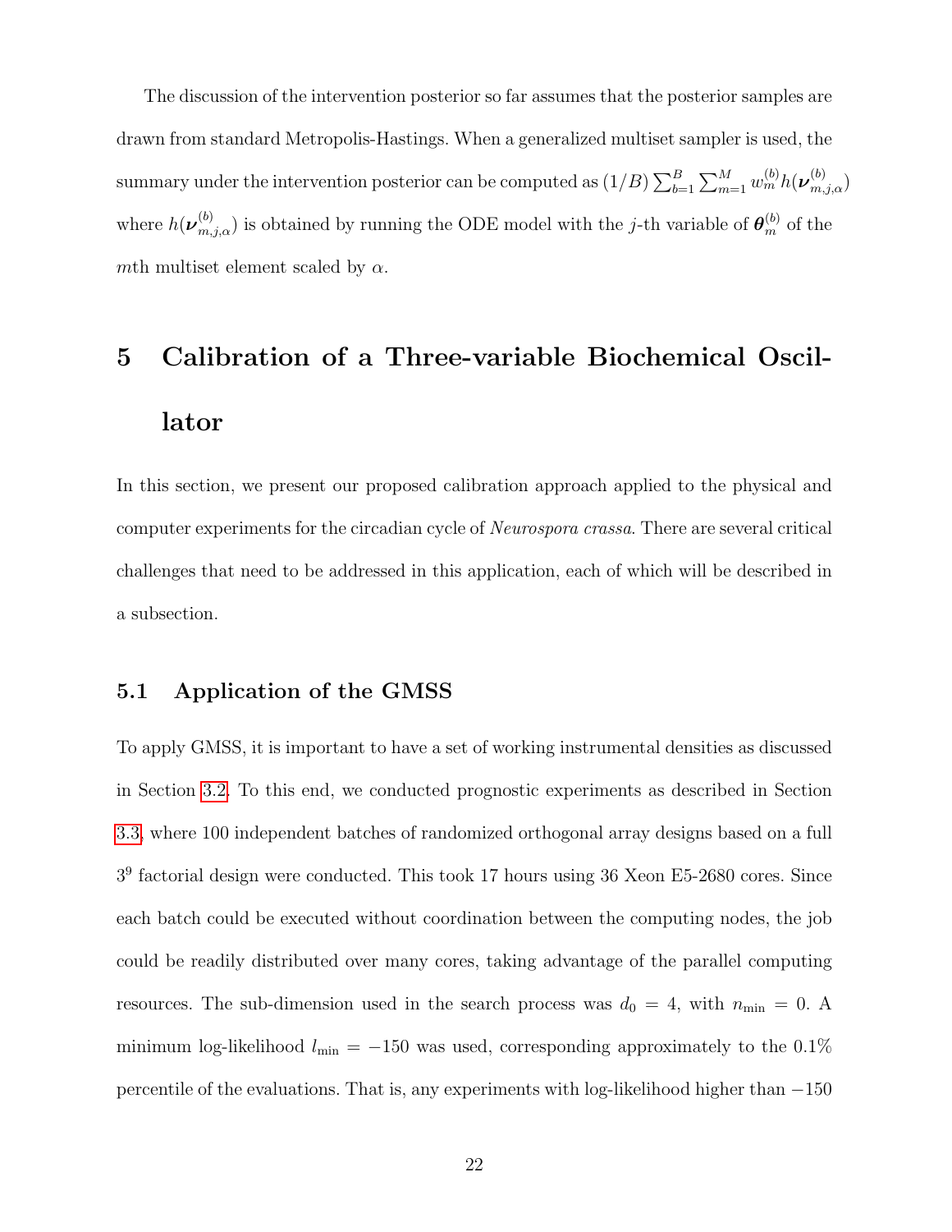The discussion of the intervention posterior so far assumes that the posterior samples are drawn from standard Metropolis-Hastings. When a generalized multiset sampler is used, the summary under the intervention posterior can be computed as $(1/B)\sum_{b=1}^{B}\sum_{m=1}^{M} w_m^{(b)} h(\boldsymbol{\nu}_{m,j,\alpha}^{(b)})$ where $h(\boldsymbol{\nu}_{m,j,\alpha}^{(b)})$ is obtained by running the ODE model with the $j$-th variable of $\boldsymbol{\theta}_m^{(b)}$ of the $m$th multiset element scaled by $\alpha$.

# 5 Calibration of a Three-variable Biochemical Oscillator

In this section, we present our proposed calibration approach applied to the physical and computer experiments for the circadian cycle of *Neurospora crassa*. There are several critical challenges that need to be addressed in this application, each of which will be described in a subsection.

## 5.1 Application of the GMSS

To apply GMSS, it is important to have a set of working instrumental densities as discussed in Section 3.2. To this end, we conducted prognostic experiments as described in Section 3.3, where 100 independent batches of randomized orthogonal array designs based on a full $3^9$ factorial design were conducted. This took 17 hours using 36 Xeon E5-2680 cores. Since each batch could be executed without coordination between the computing nodes, the job could be readily distributed over many cores, taking advantage of the parallel computing resources. The sub-dimension used in the search process was $d_0 = 4$, with $n_{\min} = 0$. A minimum log-likelihood $l_{\min} = -150$ was used, corresponding approximately to the 0.1% percentile of the evaluations. That is, any experiments with log-likelihood higher than $-150$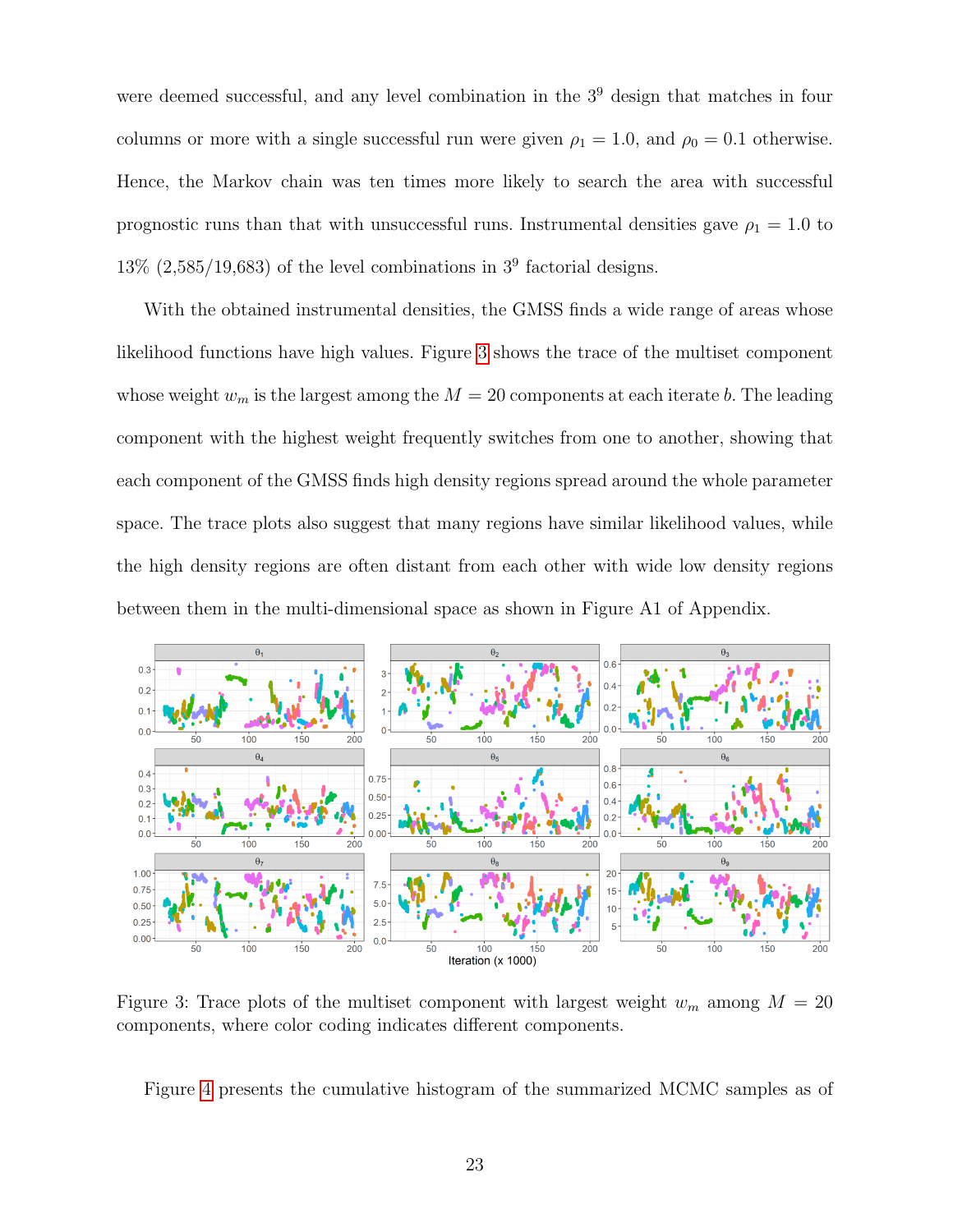were deemed successful, and any level combination in the $3^9$ design that matches in four columns or more with a single successful run were given $\rho_1 = 1.0$, and $\rho_0 = 0.1$ otherwise. Hence, the Markov chain was ten times more likely to search the area with successful prognostic runs than that with unsuccessful runs. Instrumental densities gave $\rho_1 = 1.0$ to 13% (2,585/19,683) of the level combinations in $3^9$ factorial designs.

With the obtained instrumental densities, the GMSS finds a wide range of areas whose likelihood functions have high values. Figure 3 shows the trace of the multiset component whose weight $w_m$ is the largest among the $M = 20$ components at each iterate $b$. The leading component with the highest weight frequently switches from one to another, showing that each component of the GMSS finds high density regions spread around the whole parameter space. The trace plots also suggest that many regions have similar likelihood values, while the high density regions are often distant from each other with wide low density regions between them in the multi-dimensional space as shown in Figure A1 of Appendix.

Figure 3: Trace plots of the multiset component with largest weight $w_m$ among $M = 20$ components, where color coding indicates different components.

Figure 4 presents the cumulative histogram of the summarized MCMC samples as of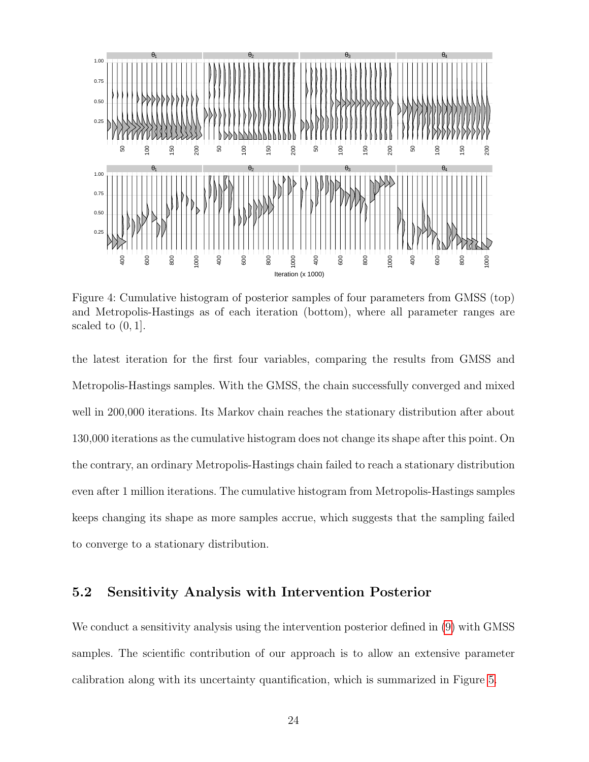Figure 4: Cumulative histogram of posterior samples of four parameters from GMSS (top) and Metropolis-Hastings as of each iteration (bottom), where all parameter ranges are scaled to $(0, 1]$.

the latest iteration for the first four variables, comparing the results from GMSS and Metropolis-Hastings samples. With the GMSS, the chain successfully converged and mixed well in 200,000 iterations. Its Markov chain reaches the stationary distribution after about 130,000 iterations as the cumulative histogram does not change its shape after this point. On the contrary, an ordinary Metropolis-Hastings chain failed to reach a stationary distribution even after 1 million iterations. The cumulative histogram from Metropolis-Hastings samples keeps changing its shape as more samples accrue, which suggests that the sampling failed to converge to a stationary distribution.

## 5.2 Sensitivity Analysis with Intervention Posterior

We conduct a sensitivity analysis using the intervention posterior defined in (9) with GMSS samples. The scientific contribution of our approach is to allow an extensive parameter calibration along with its uncertainty quantification, which is summarized in Figure 5.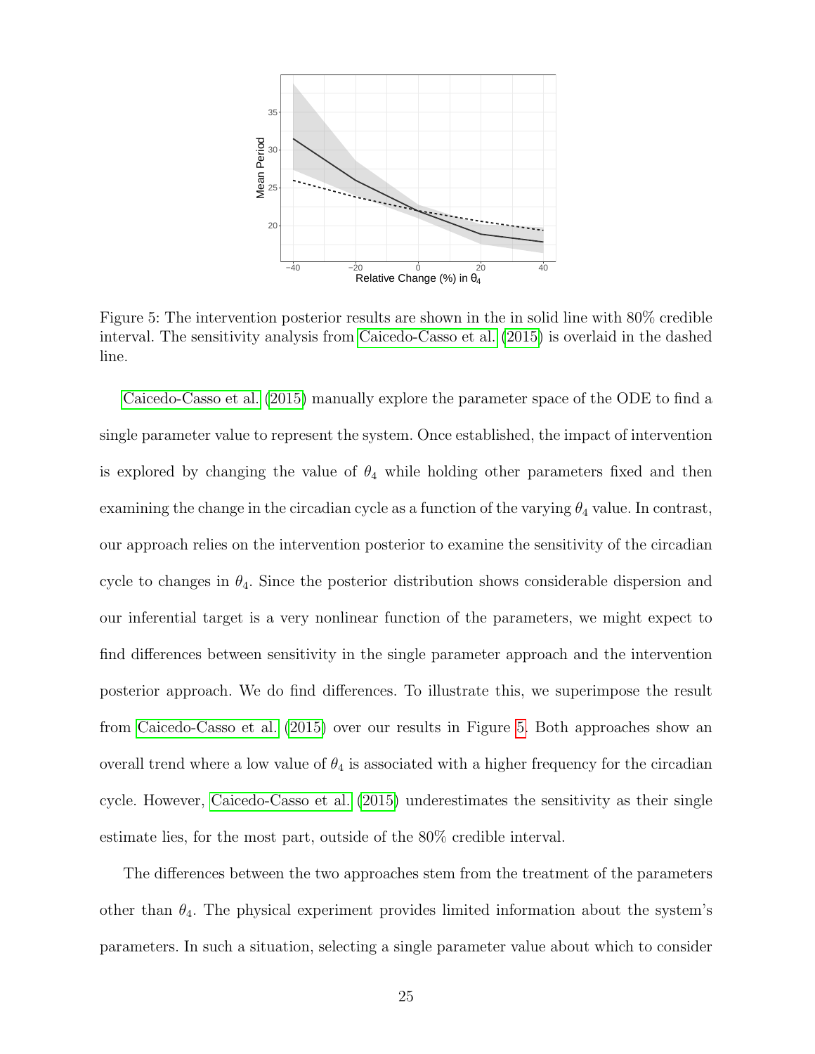Figure 5: The intervention posterior results are shown in the in solid line with 80% credible interval. The sensitivity analysis from Caicedo-Casso et al. (2015) is overlaid in the dashed line.

Caicedo-Casso et al. (2015) manually explore the parameter space of the ODE to find a single parameter value to represent the system. Once established, the impact of intervention is explored by changing the value of $\theta_4$ while holding other parameters fixed and then examining the change in the circadian cycle as a function of the varying $\theta_4$ value. In contrast, our approach relies on the intervention posterior to examine the sensitivity of the circadian cycle to changes in $\theta_4$. Since the posterior distribution shows considerable dispersion and our inferential target is a very nonlinear function of the parameters, we might expect to find differences between sensitivity in the single parameter approach and the intervention posterior approach. We do find differences. To illustrate this, we superimpose the result from Caicedo-Casso et al. (2015) over our results in Figure 5. Both approaches show an overall trend where a low value of $\theta_4$ is associated with a higher frequency for the circadian cycle. However, Caicedo-Casso et al. (2015) underestimates the sensitivity as their single estimate lies, for the most part, outside of the 80% credible interval.

The differences between the two approaches stem from the treatment of the parameters other than $\theta_4$. The physical experiment provides limited information about the system's parameters. In such a situation, selecting a single parameter value about which to consider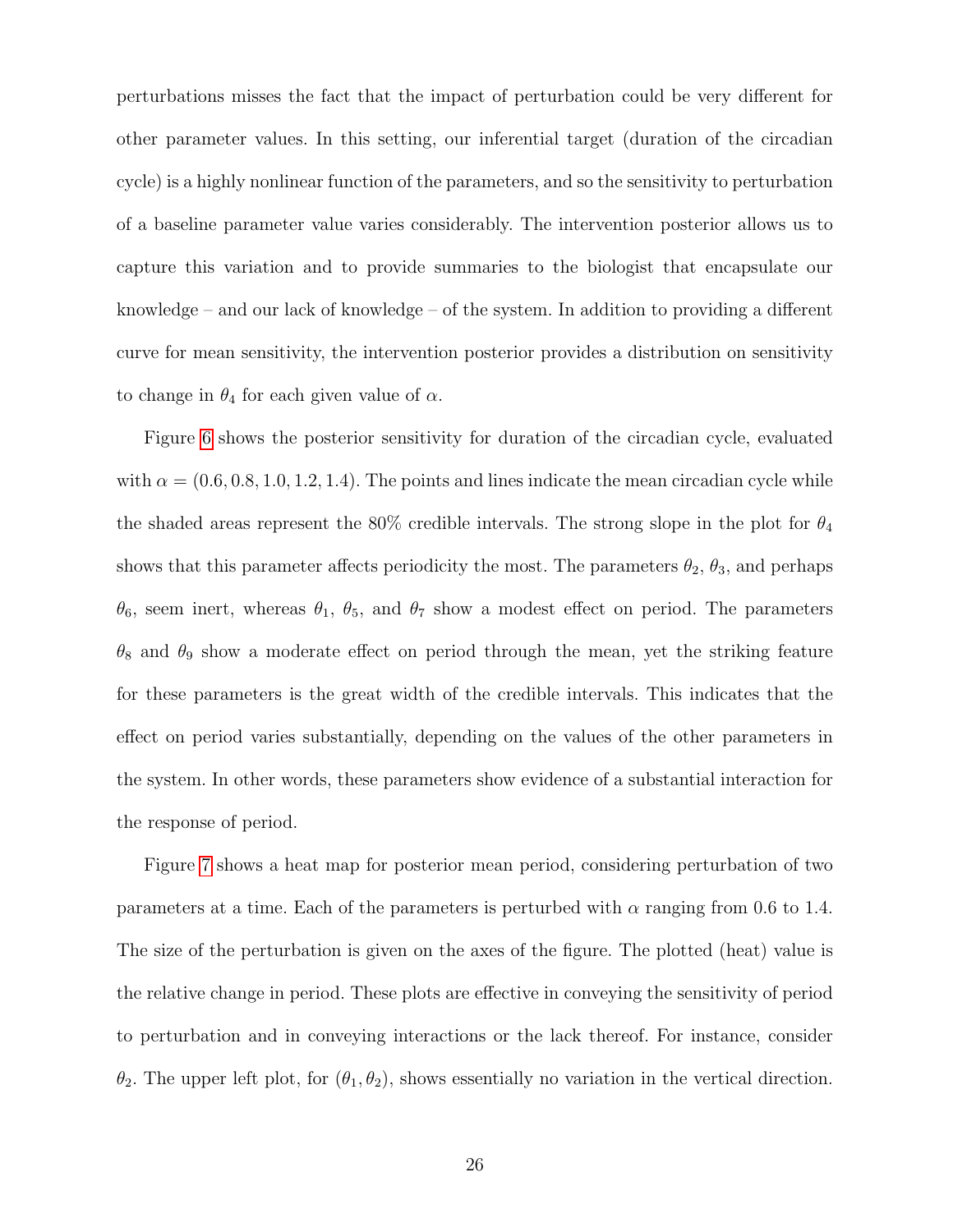perturbations misses the fact that the impact of perturbation could be very different for other parameter values. In this setting, our inferential target (duration of the circadian cycle) is a highly nonlinear function of the parameters, and so the sensitivity to perturbation of a baseline parameter value varies considerably. The intervention posterior allows us to capture this variation and to provide summaries to the biologist that encapsulate our knowledge – and our lack of knowledge – of the system. In addition to providing a different curve for mean sensitivity, the intervention posterior provides a distribution on sensitivity to change in $\theta_4$ for each given value of $\alpha$.

Figure 6 shows the posterior sensitivity for duration of the circadian cycle, evaluated with $\alpha = (0.6, 0.8, 1.0, 1.2, 1.4)$. The points and lines indicate the mean circadian cycle while the shaded areas represent the 80% credible intervals. The strong slope in the plot for $\theta_4$ shows that this parameter affects periodicity the most. The parameters $\theta_2$, $\theta_3$, and perhaps $\theta_6$, seem inert, whereas $\theta_1$, $\theta_5$, and $\theta_7$ show a modest effect on period. The parameters $\theta_8$ and $\theta_9$ show a moderate effect on period through the mean, yet the striking feature for these parameters is the great width of the credible intervals. This indicates that the effect on period varies substantially, depending on the values of the other parameters in the system. In other words, these parameters show evidence of a substantial interaction for the response of period.

Figure 7 shows a heat map for posterior mean period, considering perturbation of two parameters at a time. Each of the parameters is perturbed with $\alpha$ ranging from 0.6 to 1.4. The size of the perturbation is given on the axes of the figure. The plotted (heat) value is the relative change in period. These plots are effective in conveying the sensitivity of period to perturbation and in conveying interactions or the lack thereof. For instance, consider $\theta_2$. The upper left plot, for $(\theta_1, \theta_2)$, shows essentially no variation in the vertical direction.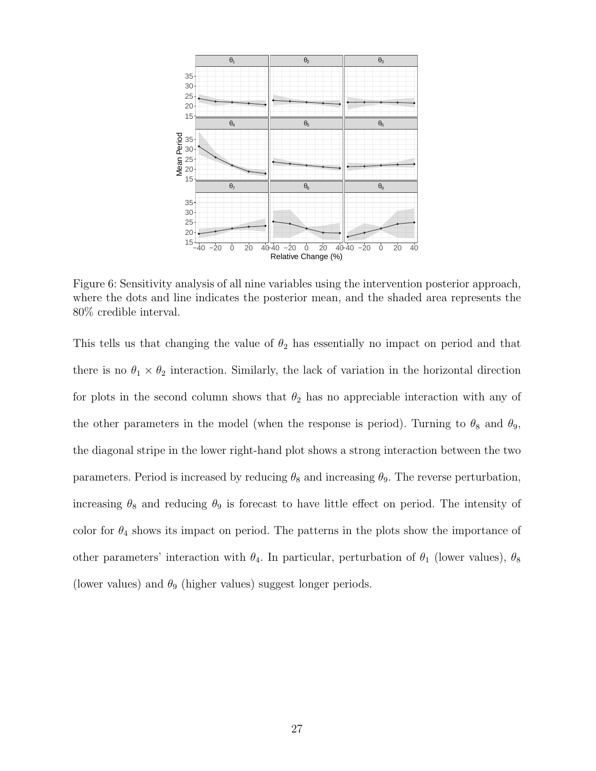Figure 6: Sensitivity analysis of all nine variables using the intervention posterior approach, where the dots and line indicates the posterior mean, and the shaded area represents the 80% credible interval.

This tells us that changing the value of $\theta_2$ has essentially no impact on period and that there is no $\theta_1 \times \theta_2$ interaction. Similarly, the lack of variation in the horizontal direction for plots in the second column shows that $\theta_2$ has no appreciable interaction with any of the other parameters in the model (when the response is period). Turning to $\theta_8$ and $\theta_9$, the diagonal stripe in the lower right-hand plot shows a strong interaction between the two parameters. Period is increased by reducing $\theta_8$ and increasing $\theta_9$. The reverse perturbation, increasing $\theta_8$ and reducing $\theta_9$ is forecast to have little effect on period. The intensity of color for $\theta_4$ shows its impact on period. The patterns in the plots show the importance of other parameters' interaction with $\theta_4$. In particular, perturbation of $\theta_1$ (lower values), $\theta_8$ (lower values) and $\theta_9$ (higher values) suggest longer periods.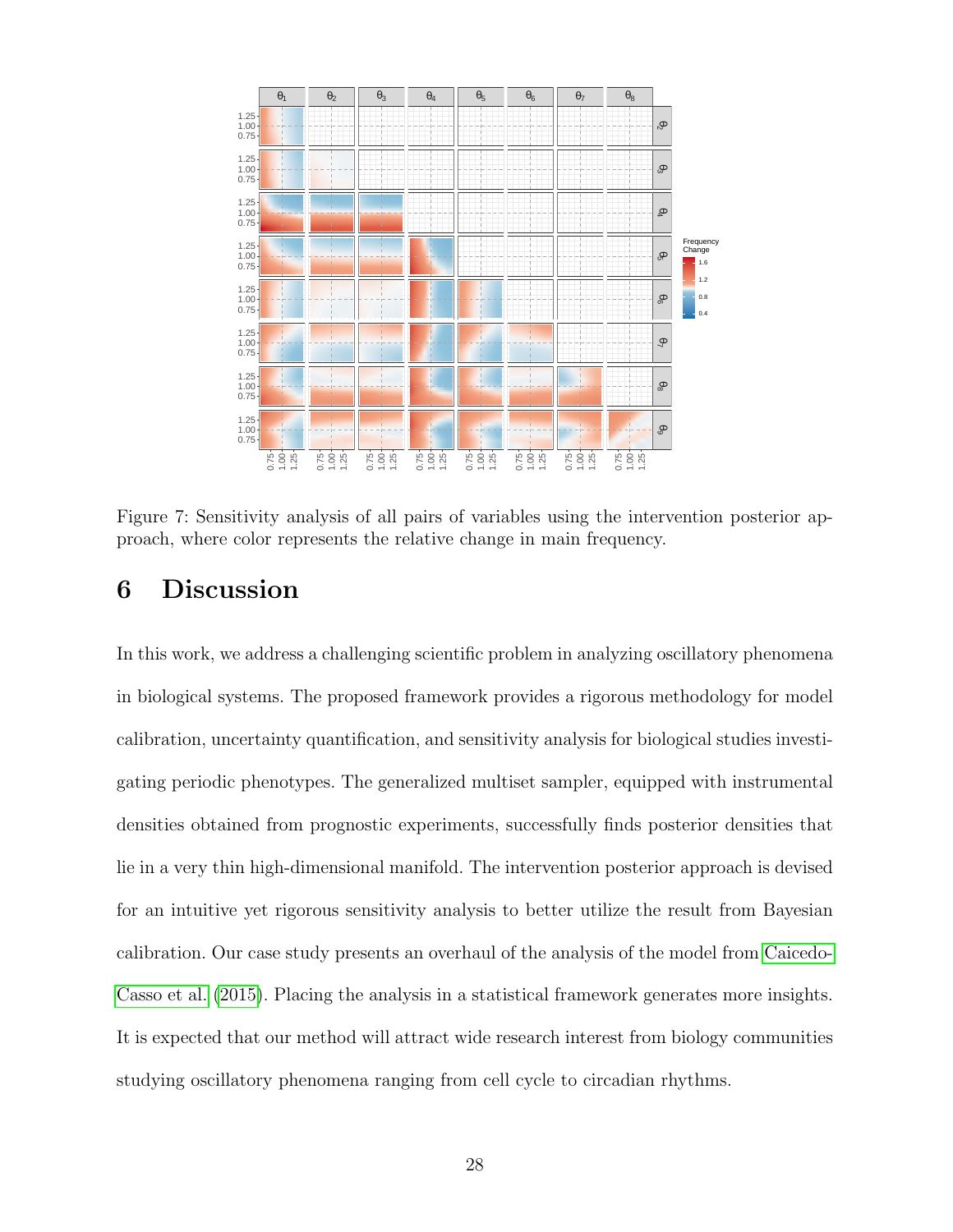Figure 7: Sensitivity analysis of all pairs of variables using the intervention posterior approach, where color represents the relative change in main frequency.

# 6 Discussion

In this work, we address a challenging scientific problem in analyzing oscillatory phenomena in biological systems. The proposed framework provides a rigorous methodology for model calibration, uncertainty quantification, and sensitivity analysis for biological studies investigating periodic phenotypes. The generalized multiset sampler, equipped with instrumental densities obtained from prognostic experiments, successfully finds posterior densities that lie in a very thin high-dimensional manifold. The intervention posterior approach is devised for an intuitive yet rigorous sensitivity analysis to better utilize the result from Bayesian calibration. Our case study presents an overhaul of the analysis of the model from Caicedo-Casso et al. (2015). Placing the analysis in a statistical framework generates more insights. It is expected that our method will attract wide research interest from biology communities studying oscillatory phenomena ranging from cell cycle to circadian rhythms.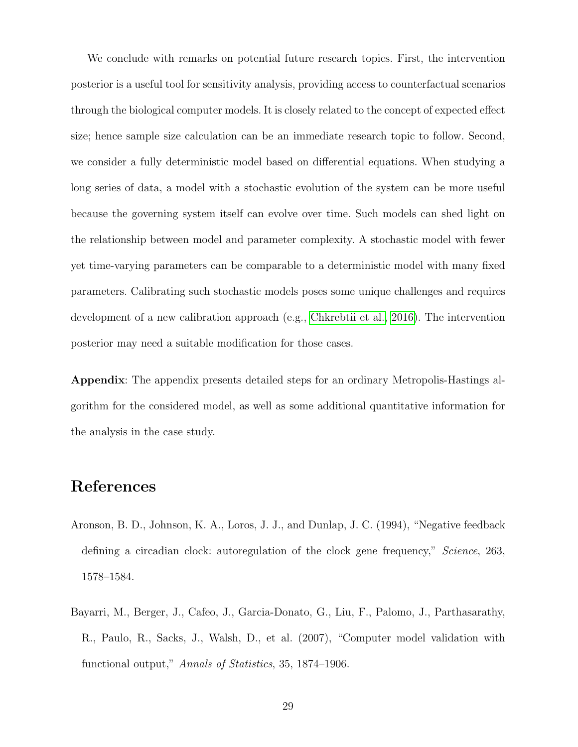We conclude with remarks on potential future research topics. First, the intervention posterior is a useful tool for sensitivity analysis, providing access to counterfactual scenarios through the biological computer models. It is closely related to the concept of expected effect size; hence sample size calculation can be an immediate research topic to follow. Second, we consider a fully deterministic model based on differential equations. When studying a long series of data, a model with a stochastic evolution of the system can be more useful because the governing system itself can evolve over time. Such models can shed light on the relationship between model and parameter complexity. A stochastic model with fewer yet time-varying parameters can be comparable to a deterministic model with many fixed parameters. Calibrating such stochastic models poses some unique challenges and requires development of a new calibration approach (e.g., Chkrebtii et al., 2016). The intervention posterior may need a suitable modification for those cases.

**Appendix**: The appendix presents detailed steps for an ordinary Metropolis-Hastings algorithm for the considered model, as well as some additional quantitative information for the analysis in the case study.

# References

Aronson, B. D., Johnson, K. A., Loros, J. J., and Dunlap, J. C. (1994), "Negative feedback defining a circadian clock: autoregulation of the clock gene frequency," *Science*, 263, 1578–1584.

Bayarri, M., Berger, J., Cafeo, J., Garcia-Donato, G., Liu, F., Palomo, J., Parthasarathy, R., Paulo, R., Sacks, J., Walsh, D., et al. (2007), "Computer model validation with functional output," *Annals of Statistics*, 35, 1874–1906.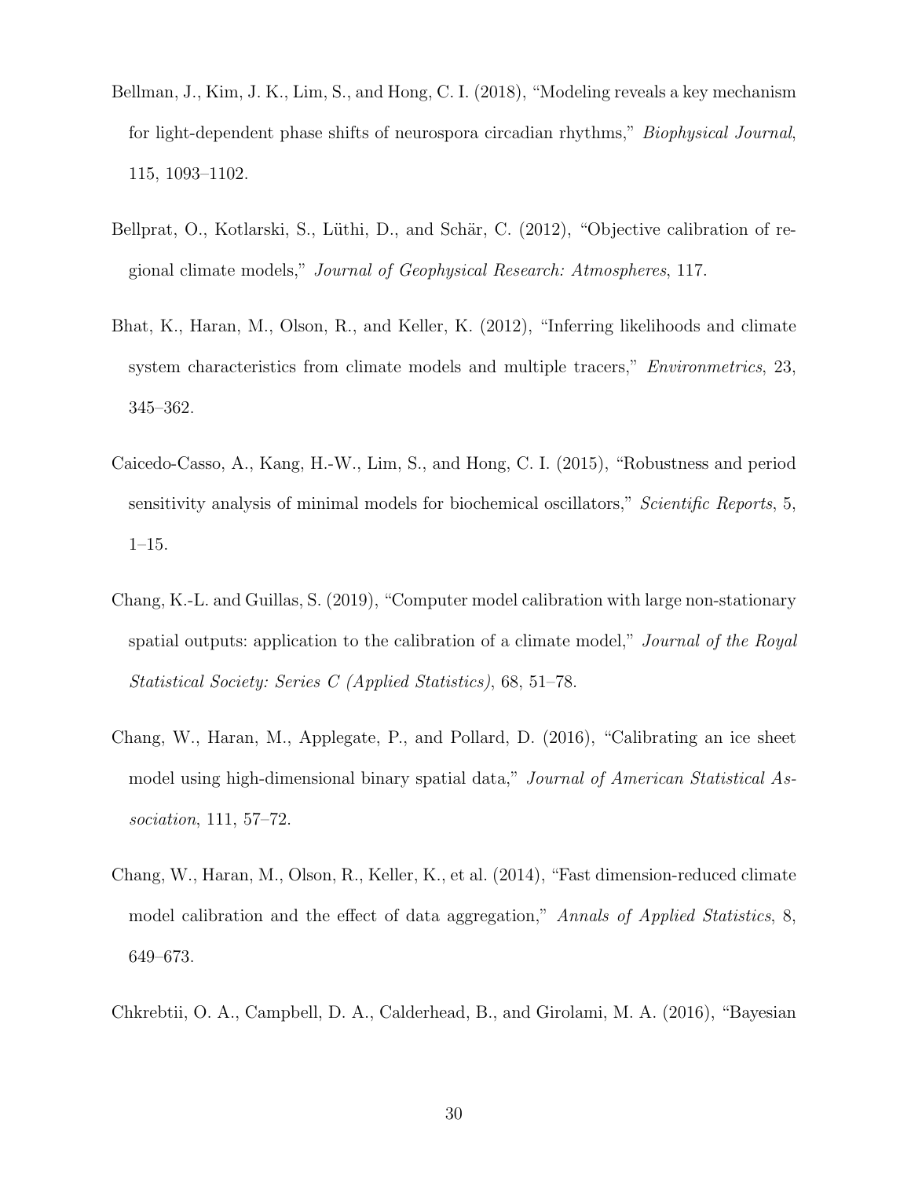Bellman, J., Kim, J. K., Lim, S., and Hong, C. I. (2018), "Modeling reveals a key mechanism for light-dependent phase shifts of neurospora circadian rhythms," *Biophysical Journal*, 115, 1093–1102.

Bellprat, O., Kotlarski, S., Lüthi, D., and Schär, C. (2012), "Objective calibration of regional climate models," *Journal of Geophysical Research: Atmospheres*, 117.

Bhat, K., Haran, M., Olson, R., and Keller, K. (2012), "Inferring likelihoods and climate system characteristics from climate models and multiple tracers," *Environmetrics*, 23, 345–362.

Caicedo-Casso, A., Kang, H.-W., Lim, S., and Hong, C. I. (2015), "Robustness and period sensitivity analysis of minimal models for biochemical oscillators," *Scientific Reports*, 5, 1–15.

Chang, K.-L. and Guillas, S. (2019), "Computer model calibration with large non-stationary spatial outputs: application to the calibration of a climate model," *Journal of the Royal Statistical Society: Series C (Applied Statistics)*, 68, 51–78.

Chang, W., Haran, M., Applegate, P., and Pollard, D. (2016), "Calibrating an ice sheet model using high-dimensional binary spatial data," *Journal of American Statistical Association*, 111, 57–72.

Chang, W., Haran, M., Olson, R., Keller, K., et al. (2014), "Fast dimension-reduced climate model calibration and the effect of data aggregation," *Annals of Applied Statistics*, 8, 649–673.

Chkrebtii, O. A., Campbell, D. A., Calderhead, B., and Girolami, M. A. (2016), "Bayesian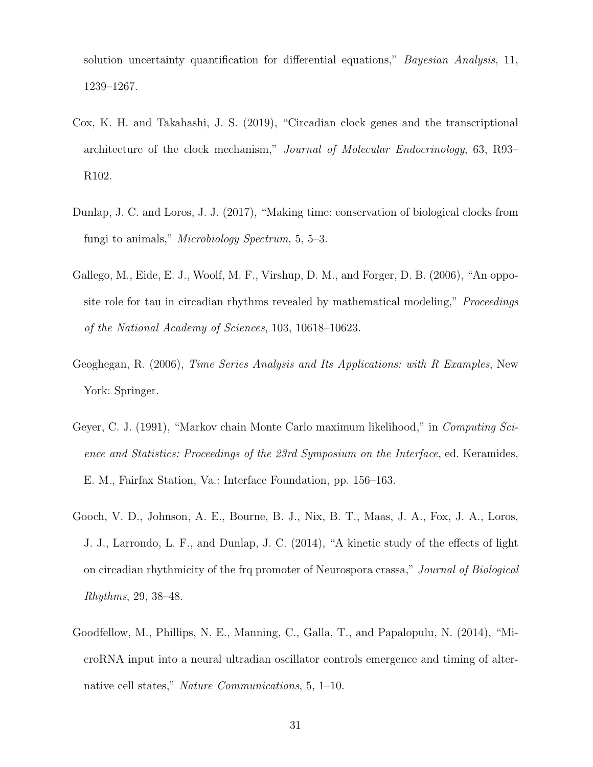solution uncertainty quantification for differential equations," *Bayesian Analysis*, 11, 1239–1267.

Cox, K. H. and Takahashi, J. S. (2019), "Circadian clock genes and the transcriptional architecture of the clock mechanism," *Journal of Molecular Endocrinology*, 63, R93–R102.

Dunlap, J. C. and Loros, J. J. (2017), "Making time: conservation of biological clocks from fungi to animals," *Microbiology Spectrum*, 5, 5–3.

Gallego, M., Eide, E. J., Woolf, M. F., Virshup, D. M., and Forger, D. B. (2006), "An opposite role for tau in circadian rhythms revealed by mathematical modeling," *Proceedings of the National Academy of Sciences*, 103, 10618–10623.

Geoghegan, R. (2006), *Time Series Analysis and Its Applications: with R Examples*, New York: Springer.

Geyer, C. J. (1991), "Markov chain Monte Carlo maximum likelihood," in *Computing Science and Statistics: Proceedings of the 23rd Symposium on the Interface*, ed. Keramides, E. M., Fairfax Station, Va.: Interface Foundation, pp. 156–163.

Gooch, V. D., Johnson, A. E., Bourne, B. J., Nix, B. T., Maas, J. A., Fox, J. A., Loros, J. J., Larrondo, L. F., and Dunlap, J. C. (2014), "A kinetic study of the effects of light on circadian rhythmicity of the frq promoter of Neurospora crassa," *Journal of Biological Rhythms*, 29, 38–48.

Goodfellow, M., Phillips, N. E., Manning, C., Galla, T., and Papalopulu, N. (2014), "MicroRNA input into a neural ultradian oscillator controls emergence and timing of alternative cell states," *Nature Communications*, 5, 1–10.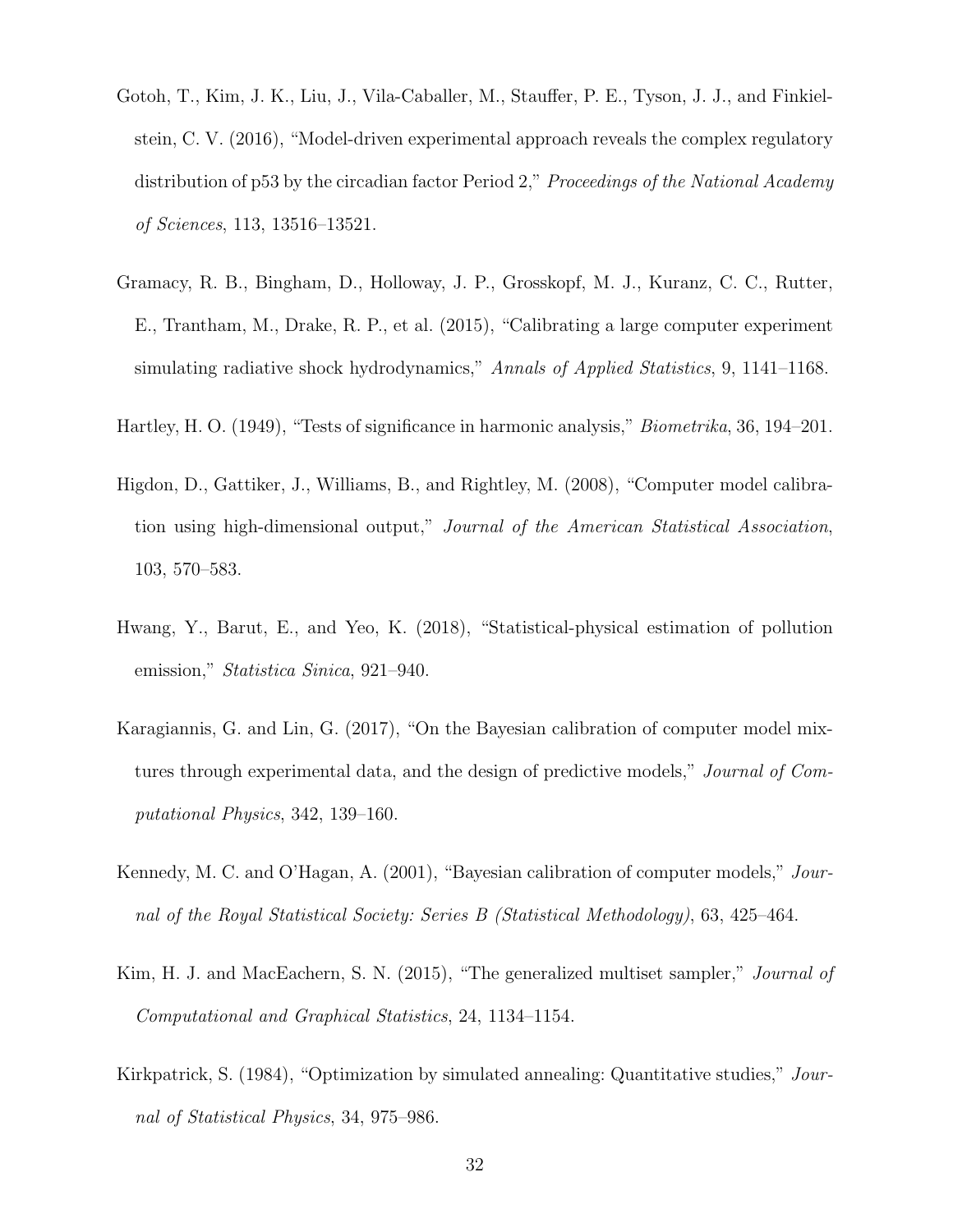Gotoh, T., Kim, J. K., Liu, J., Vila-Caballer, M., Stauffer, P. E., Tyson, J. J., and Finkielstein, C. V. (2016), "Model-driven experimental approach reveals the complex regulatory distribution of p53 by the circadian factor Period 2," *Proceedings of the National Academy of Sciences*, 113, 13516–13521.

Gramacy, R. B., Bingham, D., Holloway, J. P., Grosskopf, M. J., Kuranz, C. C., Rutter, E., Trantham, M., Drake, R. P., et al. (2015), "Calibrating a large computer experiment simulating radiative shock hydrodynamics," *Annals of Applied Statistics*, 9, 1141–1168.

Hartley, H. O. (1949), "Tests of significance in harmonic analysis," *Biometrika*, 36, 194–201.

Higdon, D., Gattiker, J., Williams, B., and Rightley, M. (2008), "Computer model calibration using high-dimensional output," *Journal of the American Statistical Association*, 103, 570–583.

Hwang, Y., Barut, E., and Yeo, K. (2018), "Statistical-physical estimation of pollution emission," *Statistica Sinica*, 921–940.

Karagiannis, G. and Lin, G. (2017), "On the Bayesian calibration of computer model mixtures through experimental data, and the design of predictive models," *Journal of Computational Physics*, 342, 139–160.

Kennedy, M. C. and O'Hagan, A. (2001), "Bayesian calibration of computer models," *Journal of the Royal Statistical Society: Series B (Statistical Methodology)*, 63, 425–464.

Kim, H. J. and MacEachern, S. N. (2015), "The generalized multiset sampler," *Journal of Computational and Graphical Statistics*, 24, 1134–1154.

Kirkpatrick, S. (1984), "Optimization by simulated annealing: Quantitative studies," *Journal of Statistical Physics*, 34, 975–986.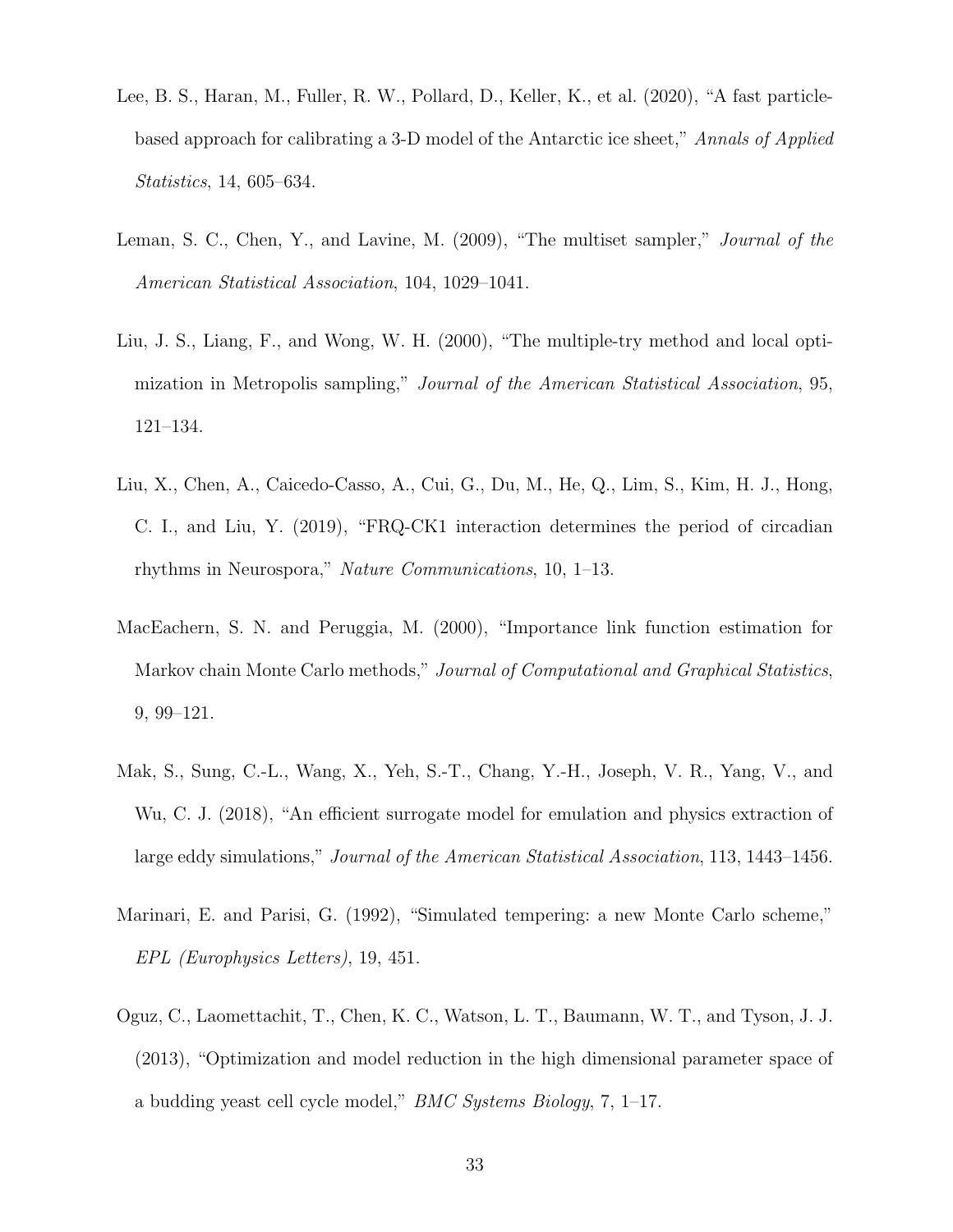Lee, B. S., Haran, M., Fuller, R. W., Pollard, D., Keller, K., et al. (2020), "A fast particle-based approach for calibrating a 3-D model of the Antarctic ice sheet," *Annals of Applied Statistics*, 14, 605–634.

Leman, S. C., Chen, Y., and Lavine, M. (2009), "The multiset sampler," *Journal of the American Statistical Association*, 104, 1029–1041.

Liu, J. S., Liang, F., and Wong, W. H. (2000), "The multiple-try method and local optimization in Metropolis sampling," *Journal of the American Statistical Association*, 95, 121–134.

Liu, X., Chen, A., Caicedo-Casso, A., Cui, G., Du, M., He, Q., Lim, S., Kim, H. J., Hong, C. I., and Liu, Y. (2019), "FRQ-CK1 interaction determines the period of circadian rhythms in Neurospora," *Nature Communications*, 10, 1–13.

MacEachern, S. N. and Peruggia, M. (2000), "Importance link function estimation for Markov chain Monte Carlo methods," *Journal of Computational and Graphical Statistics*, 9, 99–121.

Mak, S., Sung, C.-L., Wang, X., Yeh, S.-T., Chang, Y.-H., Joseph, V. R., Yang, V., and Wu, C. J. (2018), "An efficient surrogate model for emulation and physics extraction of large eddy simulations," *Journal of the American Statistical Association*, 113, 1443–1456.

Marinari, E. and Parisi, G. (1992), "Simulated tempering: a new Monte Carlo scheme," *EPL (Europhysics Letters)*, 19, 451.

Oguz, C., Laomettachit, T., Chen, K. C., Watson, L. T., Baumann, W. T., and Tyson, J. J. (2013), "Optimization and model reduction in the high dimensional parameter space of a budding yeast cell cycle model," *BMC Systems Biology*, 7, 1–17.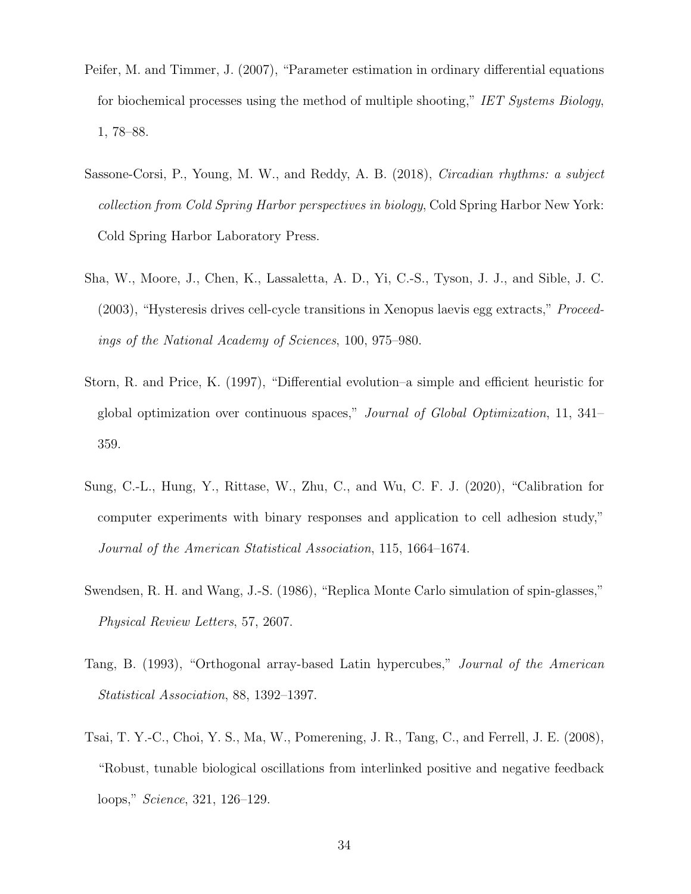Peifer, M. and Timmer, J. (2007), "Parameter estimation in ordinary differential equations for biochemical processes using the method of multiple shooting," *IET Systems Biology*, 1, 78–88.

Sassone-Corsi, P., Young, M. W., and Reddy, A. B. (2018), *Circadian rhythms: a subject collection from Cold Spring Harbor perspectives in biology*, Cold Spring Harbor New York: Cold Spring Harbor Laboratory Press.

Sha, W., Moore, J., Chen, K., Lassaletta, A. D., Yi, C.-S., Tyson, J. J., and Sible, J. C. (2003), "Hysteresis drives cell-cycle transitions in Xenopus laevis egg extracts," *Proceedings of the National Academy of Sciences*, 100, 975–980.

Storn, R. and Price, K. (1997), "Differential evolution–a simple and efficient heuristic for global optimization over continuous spaces," *Journal of Global Optimization*, 11, 341–359.

Sung, C.-L., Hung, Y., Rittase, W., Zhu, C., and Wu, C. F. J. (2020), "Calibration for computer experiments with binary responses and application to cell adhesion study," *Journal of the American Statistical Association*, 115, 1664–1674.

Swendsen, R. H. and Wang, J.-S. (1986), "Replica Monte Carlo simulation of spin-glasses," *Physical Review Letters*, 57, 2607.

Tang, B. (1993), "Orthogonal array-based Latin hypercubes," *Journal of the American Statistical Association*, 88, 1392–1397.

Tsai, T. Y.-C., Choi, Y. S., Ma, W., Pomerening, J. R., Tang, C., and Ferrell, J. E. (2008), "Robust, tunable biological oscillations from interlinked positive and negative feedback loops," *Science*, 321, 126–129.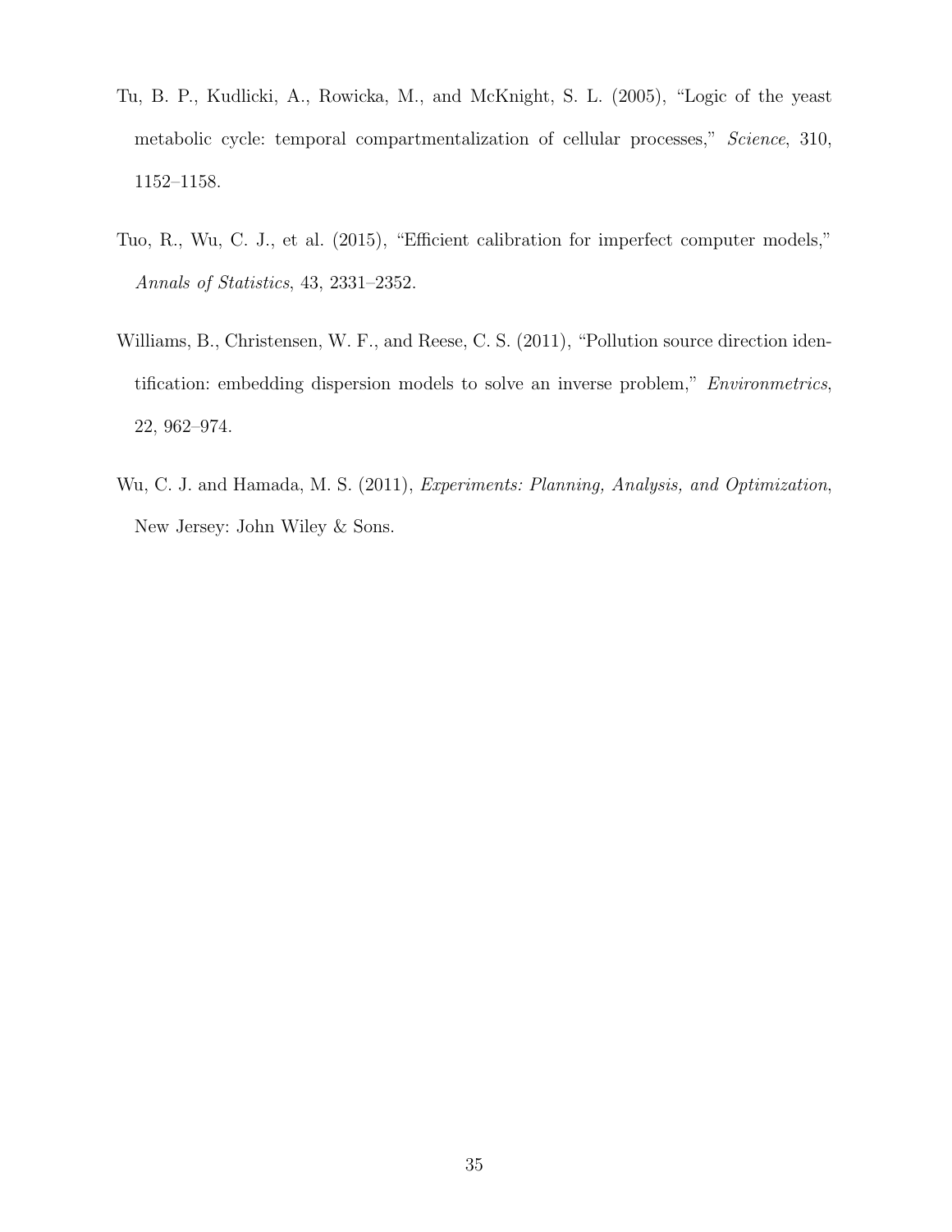Tu, B. P., Kudlicki, A., Rowicka, M., and McKnight, S. L. (2005), "Logic of the yeast metabolic cycle: temporal compartmentalization of cellular processes," *Science*, 310, 1152–1158.

Tuo, R., Wu, C. J., et al. (2015), "Efficient calibration for imperfect computer models," *Annals of Statistics*, 43, 2331–2352.

Williams, B., Christensen, W. F., and Reese, C. S. (2011), "Pollution source direction identification: embedding dispersion models to solve an inverse problem," *Environmetrics*, 22, 962–974.

Wu, C. J. and Hamada, M. S. (2011), *Experiments: Planning, Analysis, and Optimization*, New Jersey: John Wiley & Sons.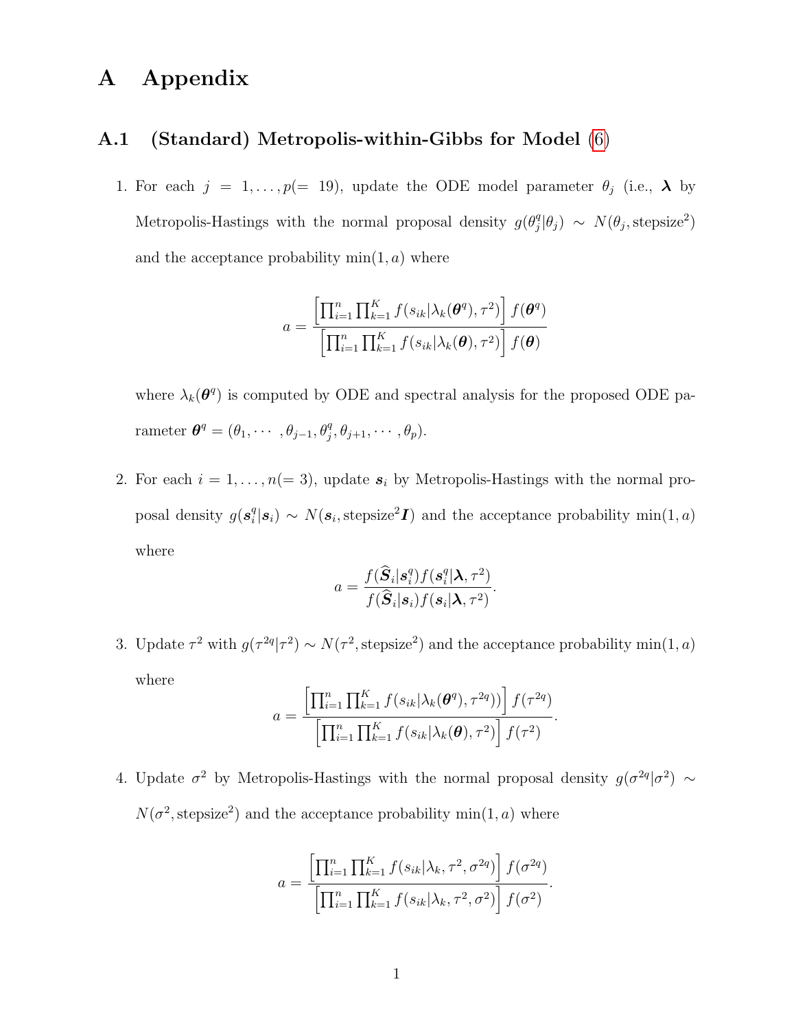# A Appendix

## A.1 (Standard) Metropolis-within-Gibbs for Model (6)

1. For each $j = 1, \ldots, p(= 19)$, update the ODE model parameter $\theta_j$ (i.e., $\boldsymbol{\lambda}$ by Metropolis-Hastings with the normal proposal density $g(\theta_j^q|\theta_j) \sim N(\theta_j, \text{stepsize}^2)$ and the acceptance probability $\min(1, a)$ where

$$a = \frac{\left[\prod_{i=1}^{n}\prod_{k=1}^{K} f(s_{ik}|\lambda_k(\boldsymbol{\theta}^q), \tau^2)\right] f(\boldsymbol{\theta}^q)}{\left[\prod_{i=1}^{n}\prod_{k=1}^{K} f(s_{ik}|\lambda_k(\boldsymbol{\theta}), \tau^2)\right] f(\boldsymbol{\theta})}$$

where $\lambda_k(\boldsymbol{\theta}^q)$ is computed by ODE and spectral analysis for the proposed ODE parameter $\boldsymbol{\theta}^q = (\theta_1, \cdots, \theta_{j-1}, \theta_j^q, \theta_{j+1}, \cdots, \theta_p)$.

2. For each $i = 1, \ldots, n(= 3)$, update $\boldsymbol{s}_i$ by Metropolis-Hastings with the normal proposal density $g(\boldsymbol{s}_i^q|\boldsymbol{s}_i) \sim N(\boldsymbol{s}_i, \text{stepsize}^2\boldsymbol{I})$ and the acceptance probability $\min(1, a)$ where

$$a = \frac{f(\widehat{\boldsymbol{S}}_i|\boldsymbol{s}_i^q) f(\boldsymbol{s}_i^q|\boldsymbol{\lambda}, \tau^2)}{f(\widehat{\boldsymbol{S}}_i|\boldsymbol{s}_i) f(\boldsymbol{s}_i|\boldsymbol{\lambda}, \tau^2)}.$$

3. Update $\tau^2$ with $g(\tau^{2q}|\tau^2) \sim N(\tau^2, \text{stepsize}^2)$ and the acceptance probability $\min(1, a)$ where

$$a = \frac{\left[\prod_{i=1}^{n}\prod_{k=1}^{K} f(s_{ik}|\lambda_k(\boldsymbol{\theta}^q), \tau^{2q}))\right] f(\tau^{2q})}{\left[\prod_{i=1}^{n}\prod_{k=1}^{K} f(s_{ik}|\lambda_k(\boldsymbol{\theta}), \tau^2)\right] f(\tau^2)}.$$

4. Update $\sigma^2$ by Metropolis-Hastings with the normal proposal density $g(\sigma^{2q}|\sigma^2) \sim N(\sigma^2, \text{stepsize}^2)$ and the acceptance probability $\min(1, a)$ where

$$a = \frac{\left[\prod_{i=1}^{n}\prod_{k=1}^{K} f(s_{ik}|\lambda_k, \tau^2, \sigma^{2q})\right] f(\sigma^{2q})}{\left[\prod_{i=1}^{n}\prod_{k=1}^{K} f(s_{ik}|\lambda_k, \tau^2, \sigma^2)\right] f(\sigma^2)}.$$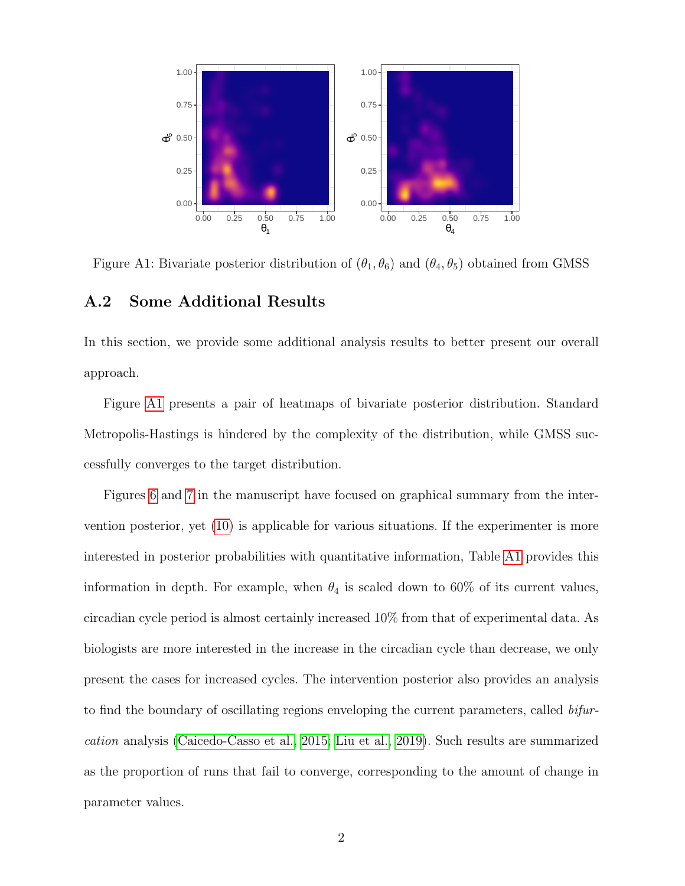Figure A1: Bivariate posterior distribution of $(\theta_1, \theta_6)$ and $(\theta_4, \theta_5)$ obtained from GMSS

## A.2 Some Additional Results

In this section, we provide some additional analysis results to better present our overall approach.

Figure A1 presents a pair of heatmaps of bivariate posterior distribution. Standard Metropolis-Hastings is hindered by the complexity of the distribution, while GMSS successfully converges to the target distribution.

Figures 6 and 7 in the manuscript have focused on graphical summary from the intervention posterior, yet (10) is applicable for various situations. If the experimenter is more interested in posterior probabilities with quantitative information, Table A1 provides this information in depth. For example, when $\theta_4$ is scaled down to 60% of its current values, circadian cycle period is almost certainly increased 10% from that of experimental data. As biologists are more interested in the increase in the circadian cycle than decrease, we only present the cases for increased cycles. The intervention posterior also provides an analysis to find the boundary of oscillating regions enveloping the current parameters, called *bifurcation* analysis (Caicedo-Casso et al., 2015; Liu et al., 2019). Such results are summarized as the proportion of runs that fail to converge, corresponding to the amount of change in parameter values.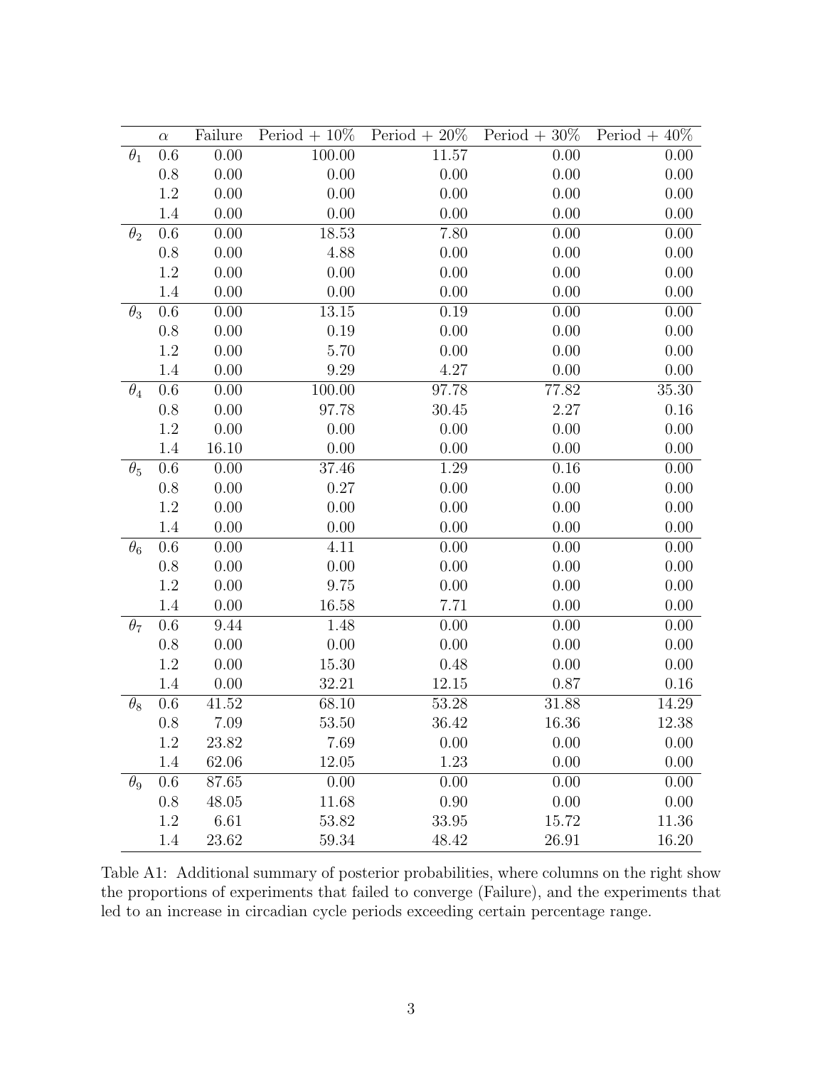| | $\alpha$ | Failure | Period + 10% | Period + 20% | Period + 30% | Period + 40% |
|---|---|---|---|---|---|---|
| $\theta_1$ | 0.6 | 0.00 | 100.00 | 11.57 | 0.00 | 0.00 |
| | 0.8 | 0.00 | 0.00 | 0.00 | 0.00 | 0.00 |
| | 1.2 | 0.00 | 0.00 | 0.00 | 0.00 | 0.00 |
| | 1.4 | 0.00 | 0.00 | 0.00 | 0.00 | 0.00 |
| $\theta_2$ | 0.6 | 0.00 | 18.53 | 7.80 | 0.00 | 0.00 |
| | 0.8 | 0.00 | 4.88 | 0.00 | 0.00 | 0.00 |
| | 1.2 | 0.00 | 0.00 | 0.00 | 0.00 | 0.00 |
| | 1.4 | 0.00 | 0.00 | 0.00 | 0.00 | 0.00 |
| $\theta_3$ | 0.6 | 0.00 | 13.15 | 0.19 | 0.00 | 0.00 |
| | 0.8 | 0.00 | 0.19 | 0.00 | 0.00 | 0.00 |
| | 1.2 | 0.00 | 5.70 | 0.00 | 0.00 | 0.00 |
| | 1.4 | 0.00 | 9.29 | 4.27 | 0.00 | 0.00 |
| $\theta_4$ | 0.6 | 0.00 | 100.00 | 97.78 | 77.82 | 35.30 |
| | 0.8 | 0.00 | 97.78 | 30.45 | 2.27 | 0.16 |
| | 1.2 | 0.00 | 0.00 | 0.00 | 0.00 | 0.00 |
| | 1.4 | 16.10 | 0.00 | 0.00 | 0.00 | 0.00 |
| $\theta_5$ | 0.6 | 0.00 | 37.46 | 1.29 | 0.16 | 0.00 |
| | 0.8 | 0.00 | 0.27 | 0.00 | 0.00 | 0.00 |
| | 1.2 | 0.00 | 0.00 | 0.00 | 0.00 | 0.00 |
| | 1.4 | 0.00 | 0.00 | 0.00 | 0.00 | 0.00 |
| $\theta_6$ | 0.6 | 0.00 | 4.11 | 0.00 | 0.00 | 0.00 |
| | 0.8 | 0.00 | 0.00 | 0.00 | 0.00 | 0.00 |
| | 1.2 | 0.00 | 9.75 | 0.00 | 0.00 | 0.00 |
| | 1.4 | 0.00 | 16.58 | 7.71 | 0.00 | 0.00 |
| $\theta_7$ | 0.6 | 9.44 | 1.48 | 0.00 | 0.00 | 0.00 |
| | 0.8 | 0.00 | 0.00 | 0.00 | 0.00 | 0.00 |
| | 1.2 | 0.00 | 15.30 | 0.48 | 0.00 | 0.00 |
| | 1.4 | 0.00 | 32.21 | 12.15 | 0.87 | 0.16 |
| $\theta_8$ | 0.6 | 41.52 | 68.10 | 53.28 | 31.88 | 14.29 |
| | 0.8 | 7.09 | 53.50 | 36.42 | 16.36 | 12.38 |
| | 1.2 | 23.82 | 7.69 | 0.00 | 0.00 | 0.00 |
| | 1.4 | 62.06 | 12.05 | 1.23 | 0.00 | 0.00 |
| $\theta_9$ | 0.6 | 87.65 | 0.00 | 0.00 | 0.00 | 0.00 |
| | 0.8 | 48.05 | 11.68 | 0.90 | 0.00 | 0.00 |
| | 1.2 | 6.61 | 53.82 | 33.95 | 15.72 | 11.36 |
| | 1.4 | 23.62 | 59.34 | 48.42 | 26.91 | 16.20 |

Table A1: Additional summary of posterior probabilities, where columns on the right show the proportions of experiments that failed to converge (Failure), and the experiments that led to an increase in circadian cycle periods exceeding certain percentage range.